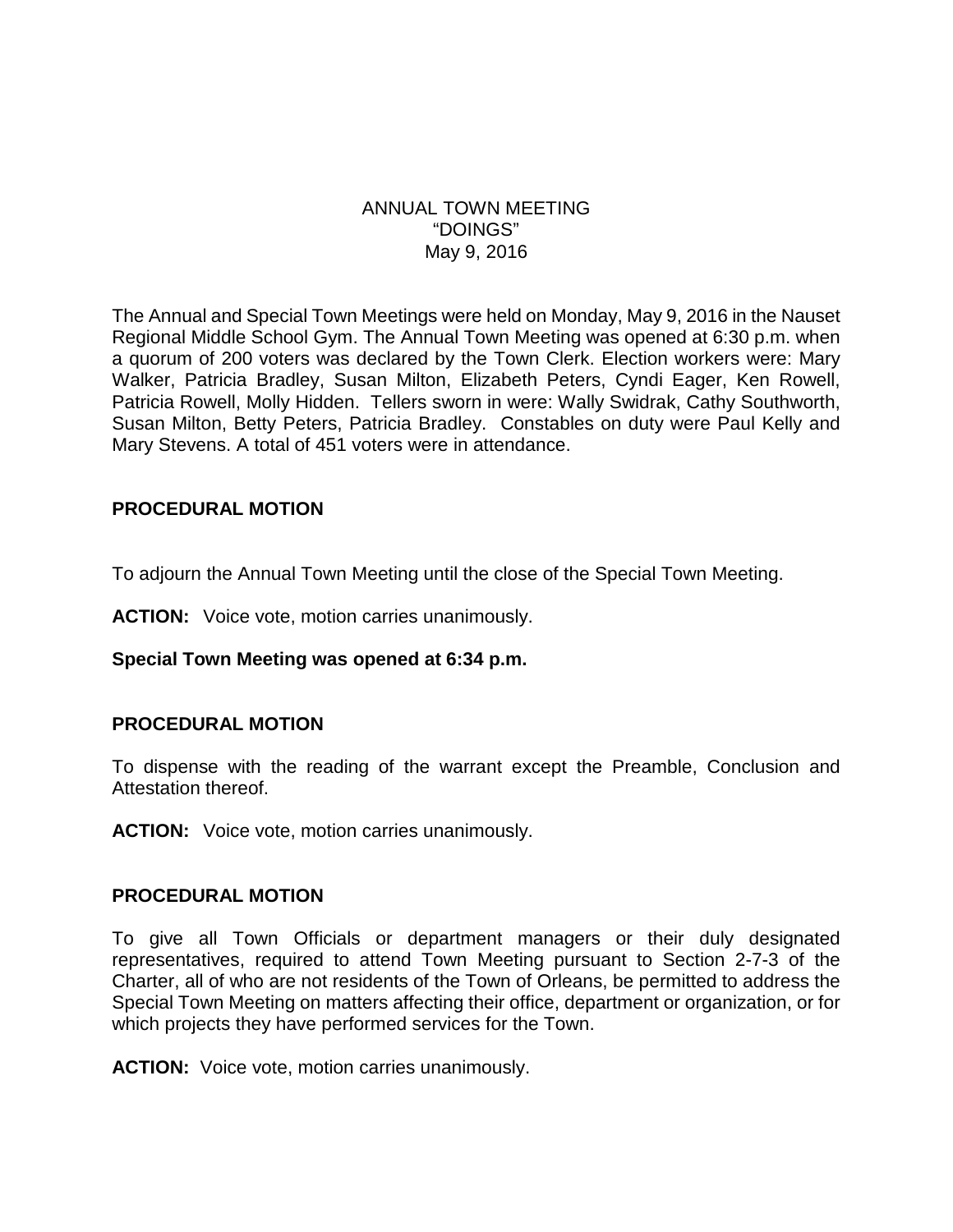# ANNUAL TOWN MEETING
# "DOINGS"
# May 9, 2016

The Annual and Special Town Meetings were held on Monday, May 9, 2016 in the Nauset Regional Middle School Gym. The Annual Town Meeting was opened at 6:30 p.m. when a quorum of 200 voters was declared by the Town Clerk. Election workers were: Mary Walker, Patricia Bradley, Susan Milton, Elizabeth Peters, Cyndi Eager, Ken Rowell, Patricia Rowell, Molly Hidden. Tellers sworn in were: Wally Swidrak, Cathy Southworth, Susan Milton, Betty Peters, Patricia Bradley. Constables on duty were Paul Kelly and Mary Stevens. A total of 451 voters were in attendance.

## PROCEDURAL MOTION

To adjourn the Annual Town Meeting until the close of the Special Town Meeting.

**ACTION:** Voice vote, motion carries unanimously.

**Special Town Meeting was opened at 6:34 p.m.**

## PROCEDURAL MOTION

To dispense with the reading of the warrant except the Preamble, Conclusion and Attestation thereof.

**ACTION:** Voice vote, motion carries unanimously.

## PROCEDURAL MOTION

To give all Town Officials or department managers or their duly designated representatives, required to attend Town Meeting pursuant to Section 2-7-3 of the Charter, all of who are not residents of the Town of Orleans, be permitted to address the Special Town Meeting on matters affecting their office, department or organization, or for which projects they have performed services for the Town.

**ACTION:** Voice vote, motion carries unanimously.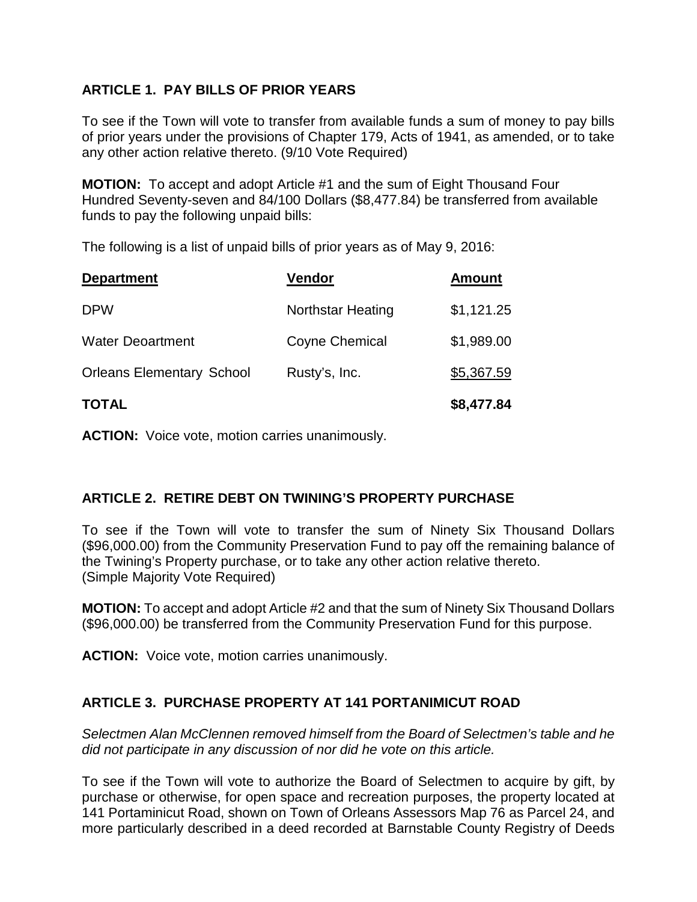**ARTICLE 1. PAY BILLS OF PRIOR YEARS**

To see if the Town will vote to transfer from available funds a sum of money to pay bills of prior years under the provisions of Chapter 179, Acts of 1941, as amended, or to take any other action relative thereto. (9/10 Vote Required)

**MOTION:** To accept and adopt Article #1 and the sum of Eight Thousand Four Hundred Seventy-seven and 84/100 Dollars ($8,477.84) be transferred from available funds to pay the following unpaid bills:

The following is a list of unpaid bills of prior years as of May 9, 2016:

| Department | Vendor | Amount |
|---|---|---|
| DPW | Northstar Heating | $1,121.25 |
| Water Deoartment | Coyne Chemical | $1,989.00 |
| Orleans Elementary School | Rusty's, Inc. | $5,367.59 |
| **TOTAL** | | **$8,477.84** |

**ACTION:** Voice vote, motion carries unanimously.

**ARTICLE 2. RETIRE DEBT ON TWINING'S PROPERTY PURCHASE**

To see if the Town will vote to transfer the sum of Ninety Six Thousand Dollars ($96,000.00) from the Community Preservation Fund to pay off the remaining balance of the Twining's Property purchase, or to take any other action relative thereto. (Simple Majority Vote Required)

**MOTION:** To accept and adopt Article #2 and that the sum of Ninety Six Thousand Dollars ($96,000.00) be transferred from the Community Preservation Fund for this purpose.

**ACTION:** Voice vote, motion carries unanimously.

**ARTICLE 3. PURCHASE PROPERTY AT 141 PORTANIMICUT ROAD**

*Selectmen Alan McClennen removed himself from the Board of Selectmen's table and he did not participate in any discussion of nor did he vote on this article.*

To see if the Town will vote to authorize the Board of Selectmen to acquire by gift, by purchase or otherwise, for open space and recreation purposes, the property located at 141 Portaminicut Road, shown on Town of Orleans Assessors Map 76 as Parcel 24, and more particularly described in a deed recorded at Barnstable County Registry of Deeds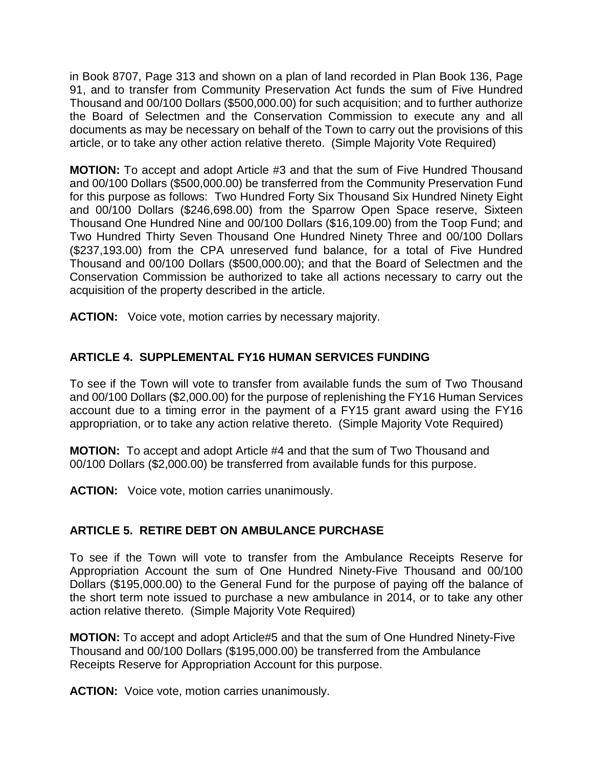in Book 8707, Page 313 and shown on a plan of land recorded in Plan Book 136, Page 91, and to transfer from Community Preservation Act funds the sum of Five Hundred Thousand and 00/100 Dollars ($500,000.00) for such acquisition; and to further authorize the Board of Selectmen and the Conservation Commission to execute any and all documents as may be necessary on behalf of the Town to carry out the provisions of this article, or to take any other action relative thereto. (Simple Majority Vote Required)

**MOTION:** To accept and adopt Article #3 and that the sum of Five Hundred Thousand and 00/100 Dollars ($500,000.00) be transferred from the Community Preservation Fund for this purpose as follows: Two Hundred Forty Six Thousand Six Hundred Ninety Eight and 00/100 Dollars ($246,698.00) from the Sparrow Open Space reserve, Sixteen Thousand One Hundred Nine and 00/100 Dollars ($16,109.00) from the Toop Fund; and Two Hundred Thirty Seven Thousand One Hundred Ninety Three and 00/100 Dollars ($237,193.00) from the CPA unreserved fund balance, for a total of Five Hundred Thousand and 00/100 Dollars ($500,000.00); and that the Board of Selectmen and the Conservation Commission be authorized to take all actions necessary to carry out the acquisition of the property described in the article.

**ACTION:** Voice vote, motion carries by necessary majority.

## ARTICLE 4. SUPPLEMENTAL FY16 HUMAN SERVICES FUNDING

To see if the Town will vote to transfer from available funds the sum of Two Thousand and 00/100 Dollars ($2,000.00) for the purpose of replenishing the FY16 Human Services account due to a timing error in the payment of a FY15 grant award using the FY16 appropriation, or to take any action relative thereto. (Simple Majority Vote Required)

**MOTION:** To accept and adopt Article #4 and that the sum of Two Thousand and 00/100 Dollars ($2,000.00) be transferred from available funds for this purpose.

**ACTION:** Voice vote, motion carries unanimously.

## ARTICLE 5. RETIRE DEBT ON AMBULANCE PURCHASE

To see if the Town will vote to transfer from the Ambulance Receipts Reserve for Appropriation Account the sum of One Hundred Ninety-Five Thousand and 00/100 Dollars ($195,000.00) to the General Fund for the purpose of paying off the balance of the short term note issued to purchase a new ambulance in 2014, or to take any other action relative thereto. (Simple Majority Vote Required)

**MOTION:** To accept and adopt Article#5 and that the sum of One Hundred Ninety-Five Thousand and 00/100 Dollars ($195,000.00) be transferred from the Ambulance Receipts Reserve for Appropriation Account for this purpose.

**ACTION:** Voice vote, motion carries unanimously.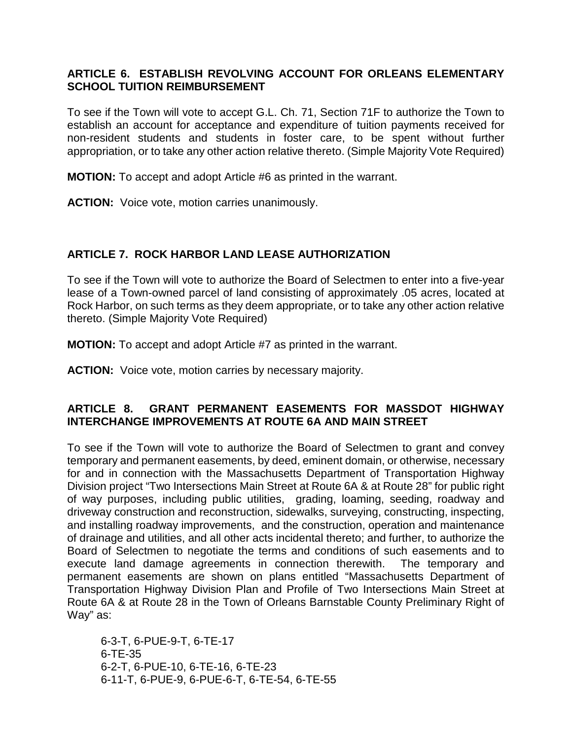### ARTICLE 6. ESTABLISH REVOLVING ACCOUNT FOR ORLEANS ELEMENTARY SCHOOL TUITION REIMBURSEMENT

To see if the Town will vote to accept G.L. Ch. 71, Section 71F to authorize the Town to establish an account for acceptance and expenditure of tuition payments received for non-resident students and students in foster care, to be spent without further appropriation, or to take any other action relative thereto. (Simple Majority Vote Required)

**MOTION:** To accept and adopt Article #6 as printed in the warrant.

**ACTION:** Voice vote, motion carries unanimously.

### ARTICLE 7. ROCK HARBOR LAND LEASE AUTHORIZATION

To see if the Town will vote to authorize the Board of Selectmen to enter into a five-year lease of a Town-owned parcel of land consisting of approximately .05 acres, located at Rock Harbor, on such terms as they deem appropriate, or to take any other action relative thereto. (Simple Majority Vote Required)

**MOTION:** To accept and adopt Article #7 as printed in the warrant.

**ACTION:** Voice vote, motion carries by necessary majority.

### ARTICLE 8. GRANT PERMANENT EASEMENTS FOR MASSDOT HIGHWAY INTERCHANGE IMPROVEMENTS AT ROUTE 6A AND MAIN STREET

To see if the Town will vote to authorize the Board of Selectmen to grant and convey temporary and permanent easements, by deed, eminent domain, or otherwise, necessary for and in connection with the Massachusetts Department of Transportation Highway Division project "Two Intersections Main Street at Route 6A & at Route 28" for public right of way purposes, including public utilities, grading, loaming, seeding, roadway and driveway construction and reconstruction, sidewalks, surveying, constructing, inspecting, and installing roadway improvements, and the construction, operation and maintenance of drainage and utilities, and all other acts incidental thereto; and further, to authorize the Board of Selectmen to negotiate the terms and conditions of such easements and to execute land damage agreements in connection therewith. The temporary and permanent easements are shown on plans entitled "Massachusetts Department of Transportation Highway Division Plan and Profile of Two Intersections Main Street at Route 6A & at Route 28 in the Town of Orleans Barnstable County Preliminary Right of Way" as:

6-3-T, 6-PUE-9-T, 6-TE-17
6-TE-35
6-2-T, 6-PUE-10, 6-TE-16, 6-TE-23
6-11-T, 6-PUE-9, 6-PUE-6-T, 6-TE-54, 6-TE-55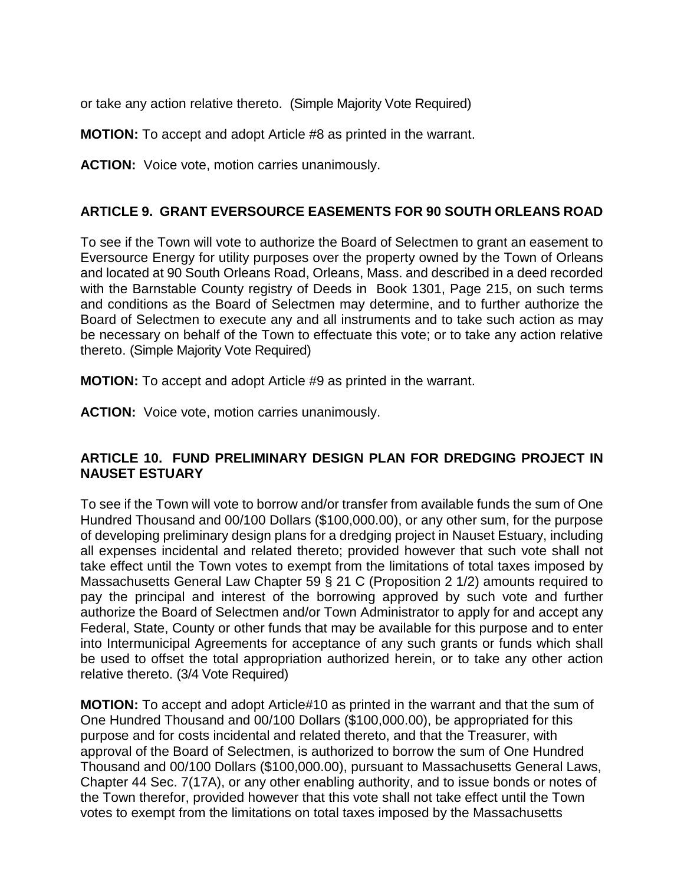or take any action relative thereto. (Simple Majority Vote Required)

**MOTION:** To accept and adopt Article #8 as printed in the warrant.

**ACTION:** Voice vote, motion carries unanimously.

## ARTICLE 9. GRANT EVERSOURCE EASEMENTS FOR 90 SOUTH ORLEANS ROAD

To see if the Town will vote to authorize the Board of Selectmen to grant an easement to Eversource Energy for utility purposes over the property owned by the Town of Orleans and located at 90 South Orleans Road, Orleans, Mass. and described in a deed recorded with the Barnstable County registry of Deeds in Book 1301, Page 215, on such terms and conditions as the Board of Selectmen may determine, and to further authorize the Board of Selectmen to execute any and all instruments and to take such action as may be necessary on behalf of the Town to effectuate this vote; or to take any action relative thereto. (Simple Majority Vote Required)

**MOTION:** To accept and adopt Article #9 as printed in the warrant.

**ACTION:** Voice vote, motion carries unanimously.

## ARTICLE 10. FUND PRELIMINARY DESIGN PLAN FOR DREDGING PROJECT IN NAUSET ESTUARY

To see if the Town will vote to borrow and/or transfer from available funds the sum of One Hundred Thousand and 00/100 Dollars ($100,000.00), or any other sum, for the purpose of developing preliminary design plans for a dredging project in Nauset Estuary, including all expenses incidental and related thereto; provided however that such vote shall not take effect until the Town votes to exempt from the limitations of total taxes imposed by Massachusetts General Law Chapter 59 § 21 C (Proposition 2 1/2) amounts required to pay the principal and interest of the borrowing approved by such vote and further authorize the Board of Selectmen and/or Town Administrator to apply for and accept any Federal, State, County or other funds that may be available for this purpose and to enter into Intermunicipal Agreements for acceptance of any such grants or funds which shall be used to offset the total appropriation authorized herein, or to take any other action relative thereto. (3/4 Vote Required)

**MOTION:** To accept and adopt Article#10 as printed in the warrant and that the sum of One Hundred Thousand and 00/100 Dollars ($100,000.00), be appropriated for this purpose and for costs incidental and related thereto, and that the Treasurer, with approval of the Board of Selectmen, is authorized to borrow the sum of One Hundred Thousand and 00/100 Dollars ($100,000.00), pursuant to Massachusetts General Laws, Chapter 44 Sec. 7(17A), or any other enabling authority, and to issue bonds or notes of the Town therefor, provided however that this vote shall not take effect until the Town votes to exempt from the limitations on total taxes imposed by the Massachusetts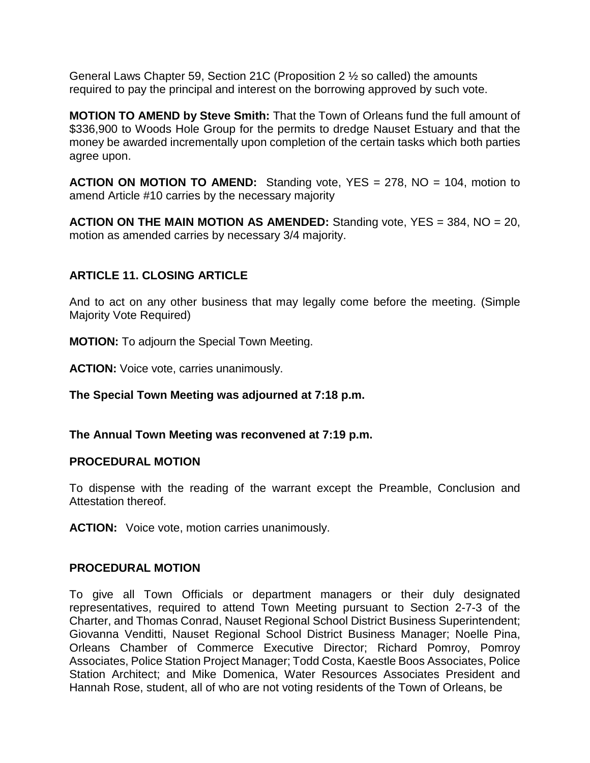General Laws Chapter 59, Section 21C (Proposition 2 ½ so called) the amounts required to pay the principal and interest on the borrowing approved by such vote.

**MOTION TO AMEND by Steve Smith:** That the Town of Orleans fund the full amount of $336,900 to Woods Hole Group for the permits to dredge Nauset Estuary and that the money be awarded incrementally upon completion of the certain tasks which both parties agree upon.

**ACTION ON MOTION TO AMEND:** Standing vote, YES = 278, NO = 104, motion to amend Article #10 carries by the necessary majority

**ACTION ON THE MAIN MOTION AS AMENDED:** Standing vote, YES = 384, NO = 20, motion as amended carries by necessary 3/4 majority.

## ARTICLE 11. CLOSING ARTICLE

And to act on any other business that may legally come before the meeting. (Simple Majority Vote Required)

**MOTION:** To adjourn the Special Town Meeting.

**ACTION:** Voice vote, carries unanimously.

**The Special Town Meeting was adjourned at 7:18 p.m.**

**The Annual Town Meeting was reconvened at 7:19 p.m.**

### PROCEDURAL MOTION

To dispense with the reading of the warrant except the Preamble, Conclusion and Attestation thereof.

**ACTION:** Voice vote, motion carries unanimously.

### PROCEDURAL MOTION

To give all Town Officials or department managers or their duly designated representatives, required to attend Town Meeting pursuant to Section 2-7-3 of the Charter, and Thomas Conrad, Nauset Regional School District Business Superintendent; Giovanna Venditti, Nauset Regional School District Business Manager; Noelle Pina, Orleans Chamber of Commerce Executive Director; Richard Pomroy, Pomroy Associates, Police Station Project Manager; Todd Costa, Kaestle Boos Associates, Police Station Architect; and Mike Domenica, Water Resources Associates President and Hannah Rose, student, all of who are not voting residents of the Town of Orleans, be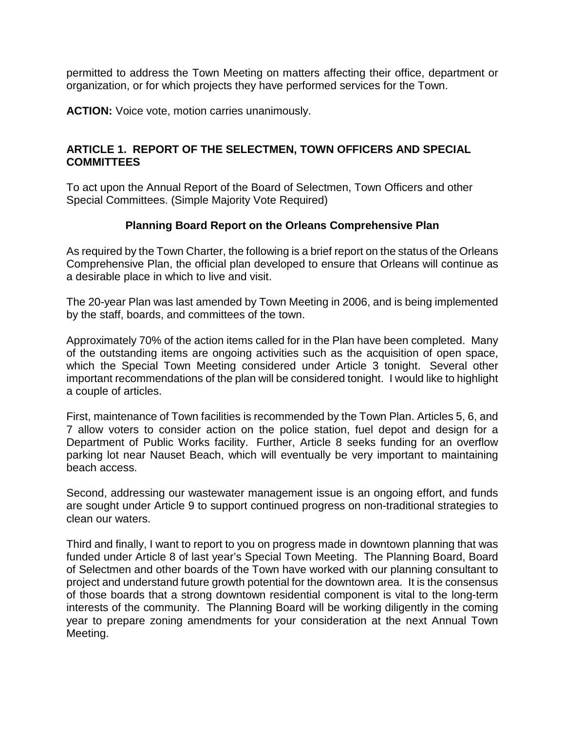permitted to address the Town Meeting on matters affecting their office, department or organization, or for which projects they have performed services for the Town.

**ACTION:** Voice vote, motion carries unanimously.

## ARTICLE 1. REPORT OF THE SELECTMEN, TOWN OFFICERS AND SPECIAL COMMITTEES

To act upon the Annual Report of the Board of Selectmen, Town Officers and other Special Committees. (Simple Majority Vote Required)

### Planning Board Report on the Orleans Comprehensive Plan

As required by the Town Charter, the following is a brief report on the status of the Orleans Comprehensive Plan, the official plan developed to ensure that Orleans will continue as a desirable place in which to live and visit.

The 20-year Plan was last amended by Town Meeting in 2006, and is being implemented by the staff, boards, and committees of the town.

Approximately 70% of the action items called for in the Plan have been completed. Many of the outstanding items are ongoing activities such as the acquisition of open space, which the Special Town Meeting considered under Article 3 tonight. Several other important recommendations of the plan will be considered tonight. I would like to highlight a couple of articles.

First, maintenance of Town facilities is recommended by the Town Plan. Articles 5, 6, and 7 allow voters to consider action on the police station, fuel depot and design for a Department of Public Works facility. Further, Article 8 seeks funding for an overflow parking lot near Nauset Beach, which will eventually be very important to maintaining beach access.

Second, addressing our wastewater management issue is an ongoing effort, and funds are sought under Article 9 to support continued progress on non-traditional strategies to clean our waters.

Third and finally, I want to report to you on progress made in downtown planning that was funded under Article 8 of last year's Special Town Meeting. The Planning Board, Board of Selectmen and other boards of the Town have worked with our planning consultant to project and understand future growth potential for the downtown area. It is the consensus of those boards that a strong downtown residential component is vital to the long-term interests of the community. The Planning Board will be working diligently in the coming year to prepare zoning amendments for your consideration at the next Annual Town Meeting.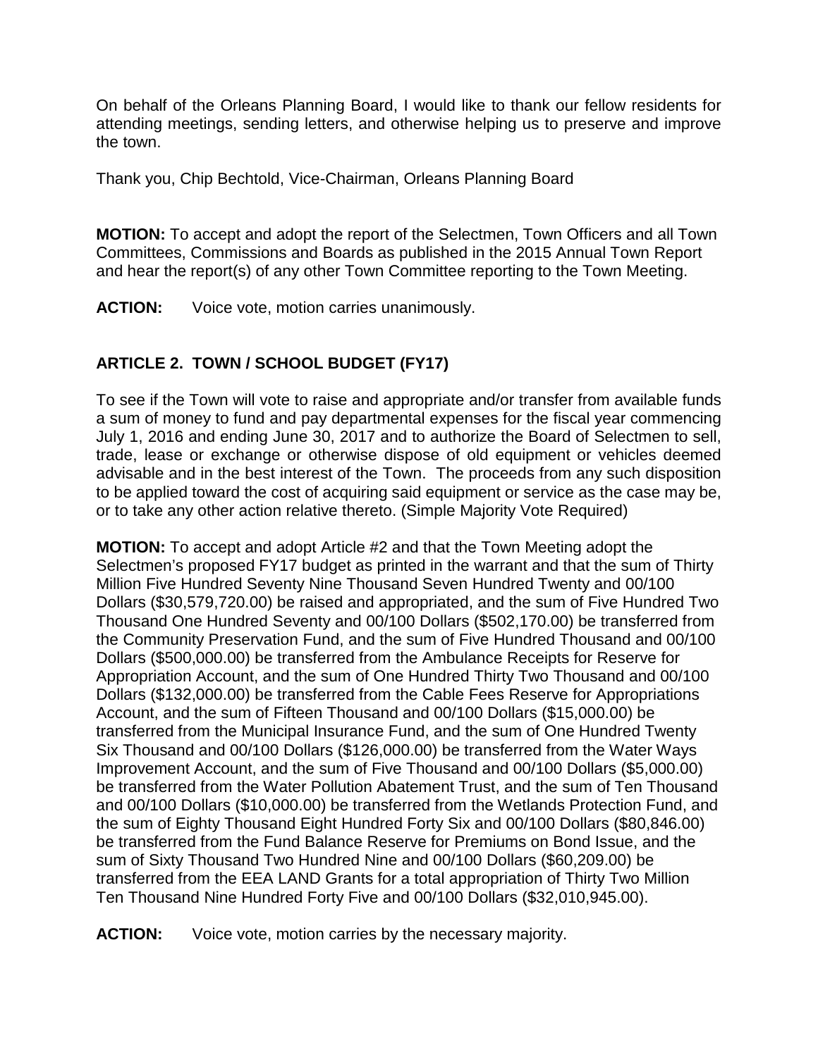On behalf of the Orleans Planning Board, I would like to thank our fellow residents for attending meetings, sending letters, and otherwise helping us to preserve and improve the town.

Thank you, Chip Bechtold, Vice-Chairman, Orleans Planning Board

**MOTION:** To accept and adopt the report of the Selectmen, Town Officers and all Town Committees, Commissions and Boards as published in the 2015 Annual Town Report and hear the report(s) of any other Town Committee reporting to the Town Meeting.

**ACTION:** Voice vote, motion carries unanimously.

## ARTICLE 2. TOWN / SCHOOL BUDGET (FY17)

To see if the Town will vote to raise and appropriate and/or transfer from available funds a sum of money to fund and pay departmental expenses for the fiscal year commencing July 1, 2016 and ending June 30, 2017 and to authorize the Board of Selectmen to sell, trade, lease or exchange or otherwise dispose of old equipment or vehicles deemed advisable and in the best interest of the Town. The proceeds from any such disposition to be applied toward the cost of acquiring said equipment or service as the case may be, or to take any other action relative thereto. (Simple Majority Vote Required)

**MOTION:** To accept and adopt Article #2 and that the Town Meeting adopt the Selectmen's proposed FY17 budget as printed in the warrant and that the sum of Thirty Million Five Hundred Seventy Nine Thousand Seven Hundred Twenty and 00/100 Dollars ($30,579,720.00) be raised and appropriated, and the sum of Five Hundred Two Thousand One Hundred Seventy and 00/100 Dollars ($502,170.00) be transferred from the Community Preservation Fund, and the sum of Five Hundred Thousand and 00/100 Dollars ($500,000.00) be transferred from the Ambulance Receipts for Reserve for Appropriation Account, and the sum of One Hundred Thirty Two Thousand and 00/100 Dollars ($132,000.00) be transferred from the Cable Fees Reserve for Appropriations Account, and the sum of Fifteen Thousand and 00/100 Dollars ($15,000.00) be transferred from the Municipal Insurance Fund, and the sum of One Hundred Twenty Six Thousand and 00/100 Dollars ($126,000.00) be transferred from the Water Ways Improvement Account, and the sum of Five Thousand and 00/100 Dollars ($5,000.00) be transferred from the Water Pollution Abatement Trust, and the sum of Ten Thousand and 00/100 Dollars ($10,000.00) be transferred from the Wetlands Protection Fund, and the sum of Eighty Thousand Eight Hundred Forty Six and 00/100 Dollars ($80,846.00) be transferred from the Fund Balance Reserve for Premiums on Bond Issue, and the sum of Sixty Thousand Two Hundred Nine and 00/100 Dollars ($60,209.00) be transferred from the EEA LAND Grants for a total appropriation of Thirty Two Million Ten Thousand Nine Hundred Forty Five and 00/100 Dollars ($32,010,945.00).

**ACTION:** Voice vote, motion carries by the necessary majority.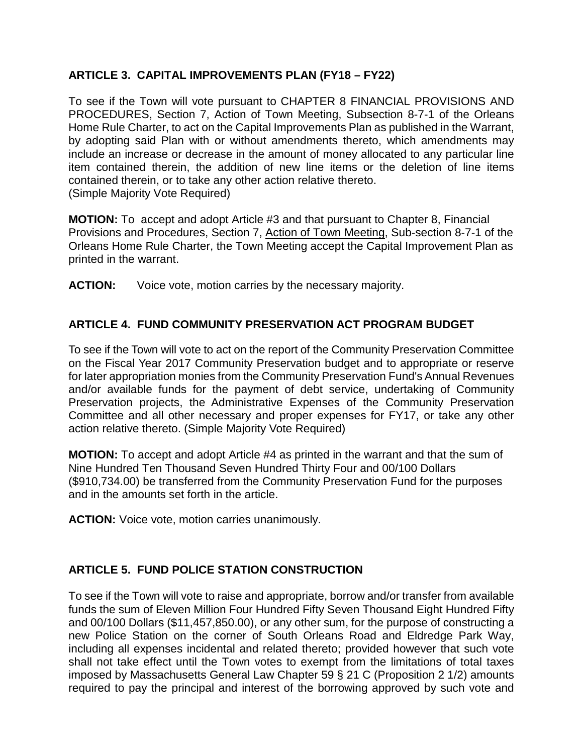**ARTICLE 3. CAPITAL IMPROVEMENTS PLAN (FY18 – FY22)**

To see if the Town will vote pursuant to CHAPTER 8 FINANCIAL PROVISIONS AND PROCEDURES, Section 7, Action of Town Meeting, Subsection 8-7-1 of the Orleans Home Rule Charter, to act on the Capital Improvements Plan as published in the Warrant, by adopting said Plan with or without amendments thereto, which amendments may include an increase or decrease in the amount of money allocated to any particular line item contained therein, the addition of new line items or the deletion of line items contained therein, or to take any other action relative thereto.
(Simple Majority Vote Required)

**MOTION:** To accept and adopt Article #3 and that pursuant to Chapter 8, Financial Provisions and Procedures, Section 7, Action of Town Meeting, Sub-section 8-7-1 of the Orleans Home Rule Charter, the Town Meeting accept the Capital Improvement Plan as printed in the warrant.

**ACTION:** Voice vote, motion carries by the necessary majority.

**ARTICLE 4. FUND COMMUNITY PRESERVATION ACT PROGRAM BUDGET**

To see if the Town will vote to act on the report of the Community Preservation Committee on the Fiscal Year 2017 Community Preservation budget and to appropriate or reserve for later appropriation monies from the Community Preservation Fund's Annual Revenues and/or available funds for the payment of debt service, undertaking of Community Preservation projects, the Administrative Expenses of the Community Preservation Committee and all other necessary and proper expenses for FY17, or take any other action relative thereto. (Simple Majority Vote Required)

**MOTION:** To accept and adopt Article #4 as printed in the warrant and that the sum of Nine Hundred Ten Thousand Seven Hundred Thirty Four and 00/100 Dollars ($910,734.00) be transferred from the Community Preservation Fund for the purposes and in the amounts set forth in the article.

**ACTION:** Voice vote, motion carries unanimously.

**ARTICLE 5. FUND POLICE STATION CONSTRUCTION**

To see if the Town will vote to raise and appropriate, borrow and/or transfer from available funds the sum of Eleven Million Four Hundred Fifty Seven Thousand Eight Hundred Fifty and 00/100 Dollars ($11,457,850.00), or any other sum, for the purpose of constructing a new Police Station on the corner of South Orleans Road and Eldredge Park Way, including all expenses incidental and related thereto; provided however that such vote shall not take effect until the Town votes to exempt from the limitations of total taxes imposed by Massachusetts General Law Chapter 59 § 21 C (Proposition 2 1/2) amounts required to pay the principal and interest of the borrowing approved by such vote and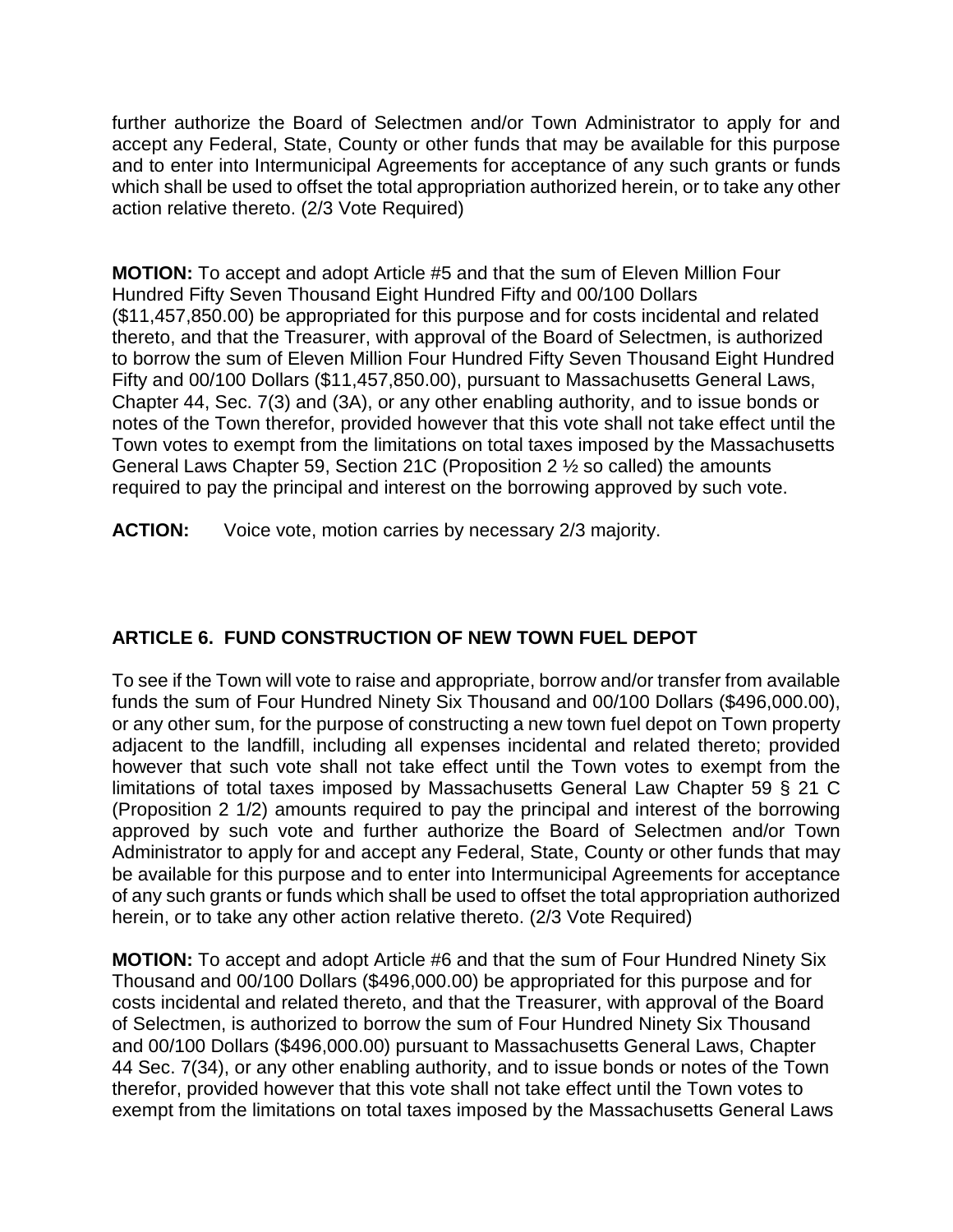further authorize the Board of Selectmen and/or Town Administrator to apply for and accept any Federal, State, County or other funds that may be available for this purpose and to enter into Intermunicipal Agreements for acceptance of any such grants or funds which shall be used to offset the total appropriation authorized herein, or to take any other action relative thereto. (2/3 Vote Required)

**MOTION:** To accept and adopt Article #5 and that the sum of Eleven Million Four Hundred Fifty Seven Thousand Eight Hundred Fifty and 00/100 Dollars ($11,457,850.00) be appropriated for this purpose and for costs incidental and related thereto, and that the Treasurer, with approval of the Board of Selectmen, is authorized to borrow the sum of Eleven Million Four Hundred Fifty Seven Thousand Eight Hundred Fifty and 00/100 Dollars ($11,457,850.00), pursuant to Massachusetts General Laws, Chapter 44, Sec. 7(3) and (3A), or any other enabling authority, and to issue bonds or notes of the Town therefor, provided however that this vote shall not take effect until the Town votes to exempt from the limitations on total taxes imposed by the Massachusetts General Laws Chapter 59, Section 21C (Proposition 2 ½ so called) the amounts required to pay the principal and interest on the borrowing approved by such vote.

**ACTION:** Voice vote, motion carries by necessary 2/3 majority.

## ARTICLE 6. FUND CONSTRUCTION OF NEW TOWN FUEL DEPOT

To see if the Town will vote to raise and appropriate, borrow and/or transfer from available funds the sum of Four Hundred Ninety Six Thousand and 00/100 Dollars ($496,000.00), or any other sum, for the purpose of constructing a new town fuel depot on Town property adjacent to the landfill, including all expenses incidental and related thereto; provided however that such vote shall not take effect until the Town votes to exempt from the limitations of total taxes imposed by Massachusetts General Law Chapter 59 § 21 C (Proposition 2 1/2) amounts required to pay the principal and interest of the borrowing approved by such vote and further authorize the Board of Selectmen and/or Town Administrator to apply for and accept any Federal, State, County or other funds that may be available for this purpose and to enter into Intermunicipal Agreements for acceptance of any such grants or funds which shall be used to offset the total appropriation authorized herein, or to take any other action relative thereto. (2/3 Vote Required)

**MOTION:** To accept and adopt Article #6 and that the sum of Four Hundred Ninety Six Thousand and 00/100 Dollars ($496,000.00) be appropriated for this purpose and for costs incidental and related thereto, and that the Treasurer, with approval of the Board of Selectmen, is authorized to borrow the sum of Four Hundred Ninety Six Thousand and 00/100 Dollars ($496,000.00) pursuant to Massachusetts General Laws, Chapter 44 Sec. 7(34), or any other enabling authority, and to issue bonds or notes of the Town therefor, provided however that this vote shall not take effect until the Town votes to exempt from the limitations on total taxes imposed by the Massachusetts General Laws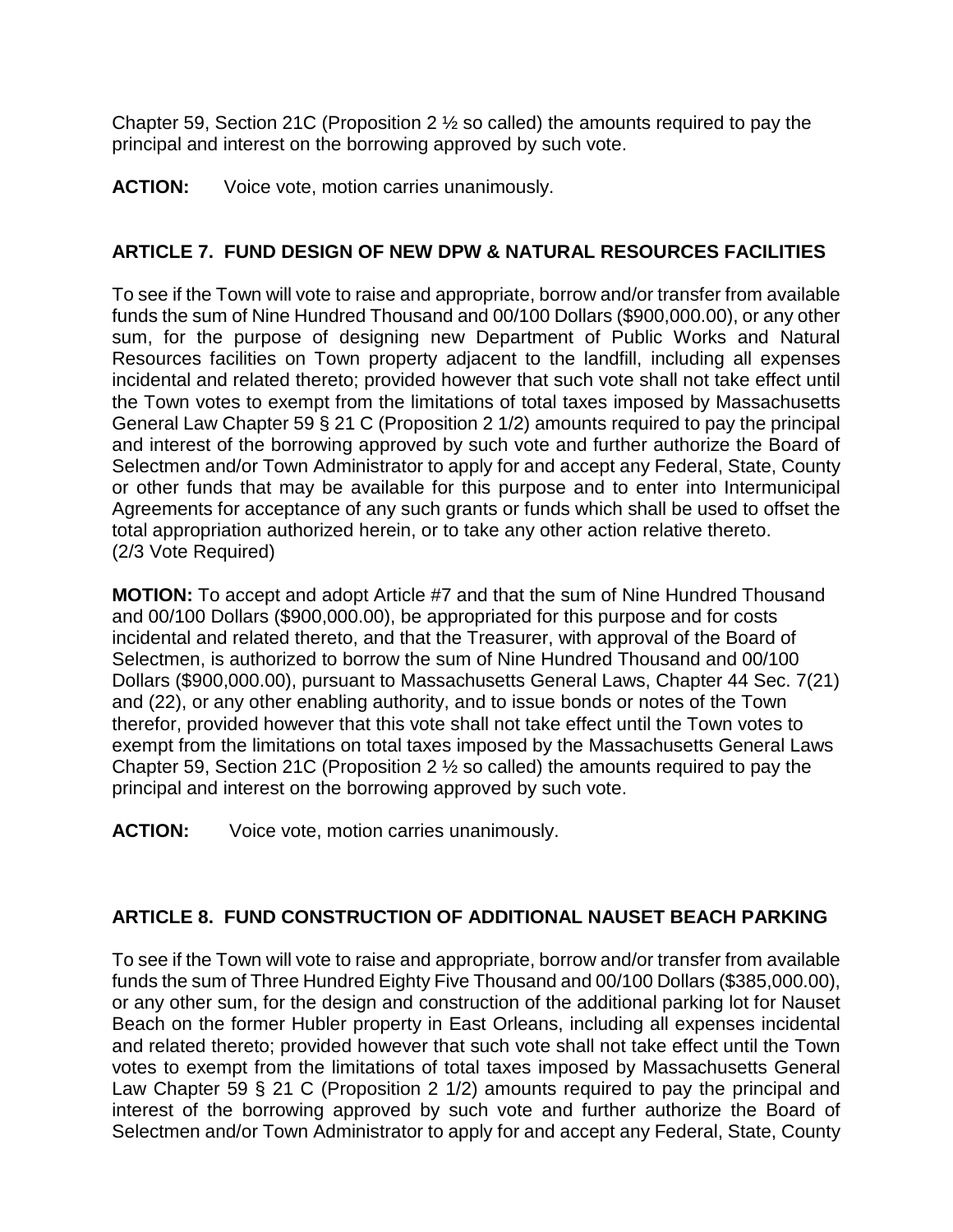Chapter 59, Section 21C (Proposition 2 ½ so called) the amounts required to pay the principal and interest on the borrowing approved by such vote.

**ACTION:** Voice vote, motion carries unanimously.

## ARTICLE 7. FUND DESIGN OF NEW DPW & NATURAL RESOURCES FACILITIES

To see if the Town will vote to raise and appropriate, borrow and/or transfer from available funds the sum of Nine Hundred Thousand and 00/100 Dollars ($900,000.00), or any other sum, for the purpose of designing new Department of Public Works and Natural Resources facilities on Town property adjacent to the landfill, including all expenses incidental and related thereto; provided however that such vote shall not take effect until the Town votes to exempt from the limitations of total taxes imposed by Massachusetts General Law Chapter 59 § 21 C (Proposition 2 1/2) amounts required to pay the principal and interest of the borrowing approved by such vote and further authorize the Board of Selectmen and/or Town Administrator to apply for and accept any Federal, State, County or other funds that may be available for this purpose and to enter into Intermunicipal Agreements for acceptance of any such grants or funds which shall be used to offset the total appropriation authorized herein, or to take any other action relative thereto.
(2/3 Vote Required)

**MOTION:** To accept and adopt Article #7 and that the sum of Nine Hundred Thousand and 00/100 Dollars ($900,000.00), be appropriated for this purpose and for costs incidental and related thereto, and that the Treasurer, with approval of the Board of Selectmen, is authorized to borrow the sum of Nine Hundred Thousand and 00/100 Dollars ($900,000.00), pursuant to Massachusetts General Laws, Chapter 44 Sec. 7(21) and (22), or any other enabling authority, and to issue bonds or notes of the Town therefor, provided however that this vote shall not take effect until the Town votes to exempt from the limitations on total taxes imposed by the Massachusetts General Laws Chapter 59, Section 21C (Proposition 2 ½ so called) the amounts required to pay the principal and interest on the borrowing approved by such vote.

**ACTION:** Voice vote, motion carries unanimously.

## ARTICLE 8. FUND CONSTRUCTION OF ADDITIONAL NAUSET BEACH PARKING

To see if the Town will vote to raise and appropriate, borrow and/or transfer from available funds the sum of Three Hundred Eighty Five Thousand and 00/100 Dollars ($385,000.00), or any other sum, for the design and construction of the additional parking lot for Nauset Beach on the former Hubler property in East Orleans, including all expenses incidental and related thereto; provided however that such vote shall not take effect until the Town votes to exempt from the limitations of total taxes imposed by Massachusetts General Law Chapter 59 § 21 C (Proposition 2 1/2) amounts required to pay the principal and interest of the borrowing approved by such vote and further authorize the Board of Selectmen and/or Town Administrator to apply for and accept any Federal, State, County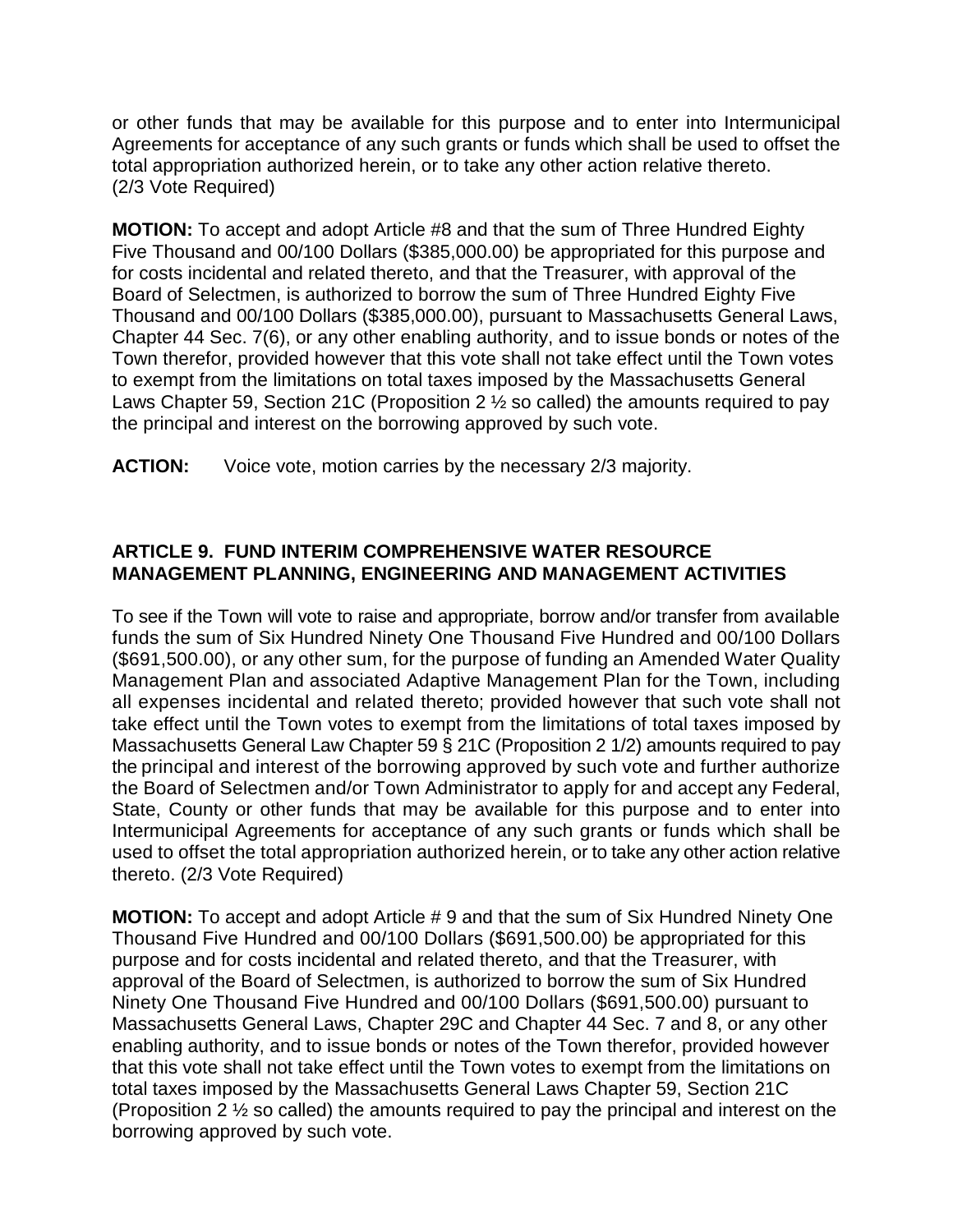or other funds that may be available for this purpose and to enter into Intermunicipal Agreements for acceptance of any such grants or funds which shall be used to offset the total appropriation authorized herein, or to take any other action relative thereto. (2/3 Vote Required)

**MOTION:** To accept and adopt Article #8 and that the sum of Three Hundred Eighty Five Thousand and 00/100 Dollars ($385,000.00) be appropriated for this purpose and for costs incidental and related thereto, and that the Treasurer, with approval of the Board of Selectmen, is authorized to borrow the sum of Three Hundred Eighty Five Thousand and 00/100 Dollars ($385,000.00), pursuant to Massachusetts General Laws, Chapter 44 Sec. 7(6), or any other enabling authority, and to issue bonds or notes of the Town therefor, provided however that this vote shall not take effect until the Town votes to exempt from the limitations on total taxes imposed by the Massachusetts General Laws Chapter 59, Section 21C (Proposition 2 ½ so called) the amounts required to pay the principal and interest on the borrowing approved by such vote.

**ACTION:** Voice vote, motion carries by the necessary 2/3 majority.

### ARTICLE 9. FUND INTERIM COMPREHENSIVE WATER RESOURCE MANAGEMENT PLANNING, ENGINEERING AND MANAGEMENT ACTIVITIES

To see if the Town will vote to raise and appropriate, borrow and/or transfer from available funds the sum of Six Hundred Ninety One Thousand Five Hundred and 00/100 Dollars ($691,500.00), or any other sum, for the purpose of funding an Amended Water Quality Management Plan and associated Adaptive Management Plan for the Town, including all expenses incidental and related thereto; provided however that such vote shall not take effect until the Town votes to exempt from the limitations of total taxes imposed by Massachusetts General Law Chapter 59 § 21C (Proposition 2 1/2) amounts required to pay the principal and interest of the borrowing approved by such vote and further authorize the Board of Selectmen and/or Town Administrator to apply for and accept any Federal, State, County or other funds that may be available for this purpose and to enter into Intermunicipal Agreements for acceptance of any such grants or funds which shall be used to offset the total appropriation authorized herein, or to take any other action relative thereto. (2/3 Vote Required)

**MOTION:** To accept and adopt Article # 9 and that the sum of Six Hundred Ninety One Thousand Five Hundred and 00/100 Dollars ($691,500.00) be appropriated for this purpose and for costs incidental and related thereto, and that the Treasurer, with approval of the Board of Selectmen, is authorized to borrow the sum of Six Hundred Ninety One Thousand Five Hundred and 00/100 Dollars ($691,500.00) pursuant to Massachusetts General Laws, Chapter 29C and Chapter 44 Sec. 7 and 8, or any other enabling authority, and to issue bonds or notes of the Town therefor, provided however that this vote shall not take effect until the Town votes to exempt from the limitations on total taxes imposed by the Massachusetts General Laws Chapter 59, Section 21C (Proposition 2 ½ so called) the amounts required to pay the principal and interest on the borrowing approved by such vote.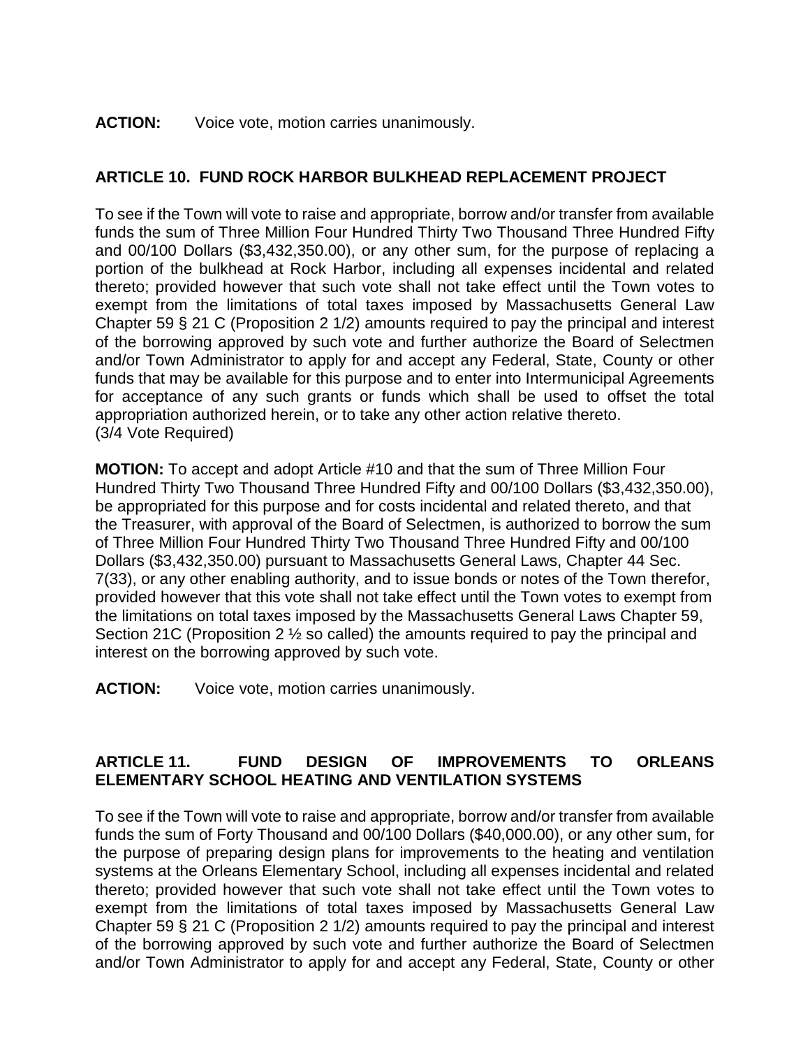**ACTION:** Voice vote, motion carries unanimously.

**ARTICLE 10. FUND ROCK HARBOR BULKHEAD REPLACEMENT PROJECT**

To see if the Town will vote to raise and appropriate, borrow and/or transfer from available funds the sum of Three Million Four Hundred Thirty Two Thousand Three Hundred Fifty and 00/100 Dollars ($3,432,350.00), or any other sum, for the purpose of replacing a portion of the bulkhead at Rock Harbor, including all expenses incidental and related thereto; provided however that such vote shall not take effect until the Town votes to exempt from the limitations of total taxes imposed by Massachusetts General Law Chapter 59 § 21 C (Proposition 2 1/2) amounts required to pay the principal and interest of the borrowing approved by such vote and further authorize the Board of Selectmen and/or Town Administrator to apply for and accept any Federal, State, County or other funds that may be available for this purpose and to enter into Intermunicipal Agreements for acceptance of any such grants or funds which shall be used to offset the total appropriation authorized herein, or to take any other action relative thereto.
(3/4 Vote Required)

**MOTION:** To accept and adopt Article #10 and that the sum of Three Million Four Hundred Thirty Two Thousand Three Hundred Fifty and 00/100 Dollars ($3,432,350.00), be appropriated for this purpose and for costs incidental and related thereto, and that the Treasurer, with approval of the Board of Selectmen, is authorized to borrow the sum of Three Million Four Hundred Thirty Two Thousand Three Hundred Fifty and 00/100 Dollars ($3,432,350.00) pursuant to Massachusetts General Laws, Chapter 44 Sec. 7(33), or any other enabling authority, and to issue bonds or notes of the Town therefor, provided however that this vote shall not take effect until the Town votes to exempt from the limitations on total taxes imposed by the Massachusetts General Laws Chapter 59, Section 21C (Proposition 2 ½ so called) the amounts required to pay the principal and interest on the borrowing approved by such vote.

**ACTION:** Voice vote, motion carries unanimously.

**ARTICLE 11. FUND DESIGN OF IMPROVEMENTS TO ORLEANS ELEMENTARY SCHOOL HEATING AND VENTILATION SYSTEMS**

To see if the Town will vote to raise and appropriate, borrow and/or transfer from available funds the sum of Forty Thousand and 00/100 Dollars ($40,000.00), or any other sum, for the purpose of preparing design plans for improvements to the heating and ventilation systems at the Orleans Elementary School, including all expenses incidental and related thereto; provided however that such vote shall not take effect until the Town votes to exempt from the limitations of total taxes imposed by Massachusetts General Law Chapter 59 § 21 C (Proposition 2 1/2) amounts required to pay the principal and interest of the borrowing approved by such vote and further authorize the Board of Selectmen and/or Town Administrator to apply for and accept any Federal, State, County or other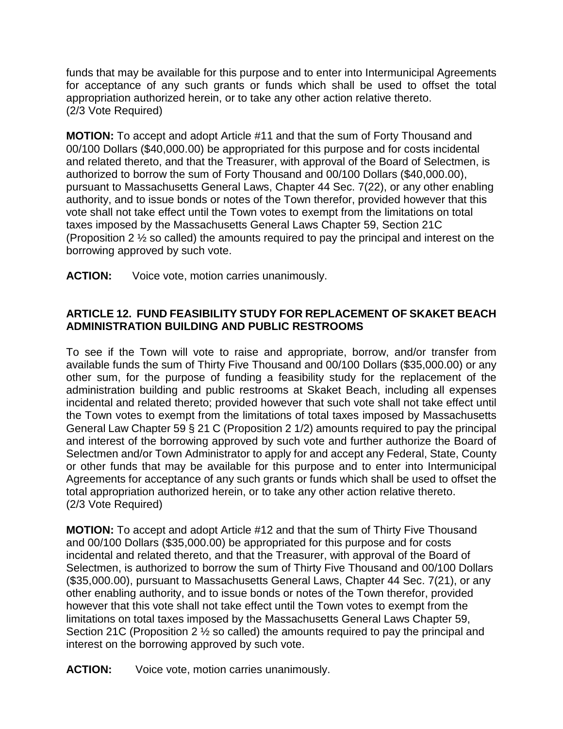funds that may be available for this purpose and to enter into Intermunicipal Agreements for acceptance of any such grants or funds which shall be used to offset the total appropriation authorized herein, or to take any other action relative thereto.
(2/3 Vote Required)

**MOTION:** To accept and adopt Article #11 and that the sum of Forty Thousand and 00/100 Dollars ($40,000.00) be appropriated for this purpose and for costs incidental and related thereto, and that the Treasurer, with approval of the Board of Selectmen, is authorized to borrow the sum of Forty Thousand and 00/100 Dollars ($40,000.00), pursuant to Massachusetts General Laws, Chapter 44 Sec. 7(22), or any other enabling authority, and to issue bonds or notes of the Town therefor, provided however that this vote shall not take effect until the Town votes to exempt from the limitations on total taxes imposed by the Massachusetts General Laws Chapter 59, Section 21C (Proposition 2 ½ so called) the amounts required to pay the principal and interest on the borrowing approved by such vote.

**ACTION:** Voice vote, motion carries unanimously.

**ARTICLE 12. FUND FEASIBILITY STUDY FOR REPLACEMENT OF SKAKET BEACH ADMINISTRATION BUILDING AND PUBLIC RESTROOMS**

To see if the Town will vote to raise and appropriate, borrow, and/or transfer from available funds the sum of Thirty Five Thousand and 00/100 Dollars ($35,000.00) or any other sum, for the purpose of funding a feasibility study for the replacement of the administration building and public restrooms at Skaket Beach, including all expenses incidental and related thereto; provided however that such vote shall not take effect until the Town votes to exempt from the limitations of total taxes imposed by Massachusetts General Law Chapter 59 § 21 C (Proposition 2 1/2) amounts required to pay the principal and interest of the borrowing approved by such vote and further authorize the Board of Selectmen and/or Town Administrator to apply for and accept any Federal, State, County or other funds that may be available for this purpose and to enter into Intermunicipal Agreements for acceptance of any such grants or funds which shall be used to offset the total appropriation authorized herein, or to take any other action relative thereto.
(2/3 Vote Required)

**MOTION:** To accept and adopt Article #12 and that the sum of Thirty Five Thousand and 00/100 Dollars ($35,000.00) be appropriated for this purpose and for costs incidental and related thereto, and that the Treasurer, with approval of the Board of Selectmen, is authorized to borrow the sum of Thirty Five Thousand and 00/100 Dollars ($35,000.00), pursuant to Massachusetts General Laws, Chapter 44 Sec. 7(21), or any other enabling authority, and to issue bonds or notes of the Town therefor, provided however that this vote shall not take effect until the Town votes to exempt from the limitations on total taxes imposed by the Massachusetts General Laws Chapter 59, Section 21C (Proposition 2 ½ so called) the amounts required to pay the principal and interest on the borrowing approved by such vote.

**ACTION:** Voice vote, motion carries unanimously.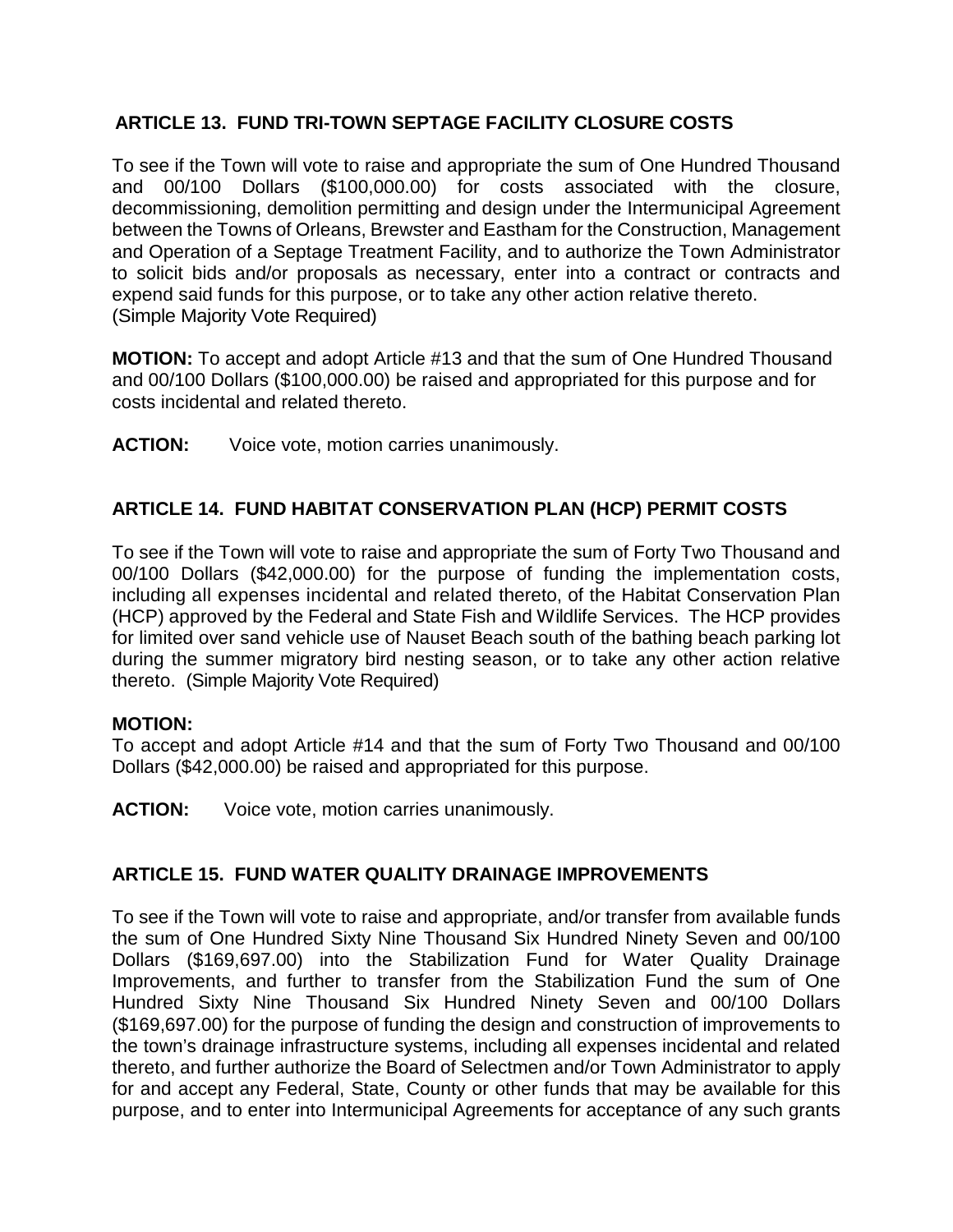### ARTICLE 13. FUND TRI-TOWN SEPTAGE FACILITY CLOSURE COSTS

To see if the Town will vote to raise and appropriate the sum of One Hundred Thousand and 00/100 Dollars ($100,000.00) for costs associated with the closure, decommissioning, demolition permitting and design under the Intermunicipal Agreement between the Towns of Orleans, Brewster and Eastham for the Construction, Management and Operation of a Septage Treatment Facility, and to authorize the Town Administrator to solicit bids and/or proposals as necessary, enter into a contract or contracts and expend said funds for this purpose, or to take any other action relative thereto.
(Simple Majority Vote Required)

**MOTION:** To accept and adopt Article #13 and that the sum of One Hundred Thousand and 00/100 Dollars ($100,000.00) be raised and appropriated for this purpose and for costs incidental and related thereto.

**ACTION:** Voice vote, motion carries unanimously.

### ARTICLE 14. FUND HABITAT CONSERVATION PLAN (HCP) PERMIT COSTS

To see if the Town will vote to raise and appropriate the sum of Forty Two Thousand and 00/100 Dollars ($42,000.00) for the purpose of funding the implementation costs, including all expenses incidental and related thereto, of the Habitat Conservation Plan (HCP) approved by the Federal and State Fish and Wildlife Services. The HCP provides for limited over sand vehicle use of Nauset Beach south of the bathing beach parking lot during the summer migratory bird nesting season, or to take any other action relative thereto. (Simple Majority Vote Required)

**MOTION:**
To accept and adopt Article #14 and that the sum of Forty Two Thousand and 00/100 Dollars ($42,000.00) be raised and appropriated for this purpose.

**ACTION:** Voice vote, motion carries unanimously.

### ARTICLE 15. FUND WATER QUALITY DRAINAGE IMPROVEMENTS

To see if the Town will vote to raise and appropriate, and/or transfer from available funds the sum of One Hundred Sixty Nine Thousand Six Hundred Ninety Seven and 00/100 Dollars ($169,697.00) into the Stabilization Fund for Water Quality Drainage Improvements, and further to transfer from the Stabilization Fund the sum of One Hundred Sixty Nine Thousand Six Hundred Ninety Seven and 00/100 Dollars ($169,697.00) for the purpose of funding the design and construction of improvements to the town's drainage infrastructure systems, including all expenses incidental and related thereto, and further authorize the Board of Selectmen and/or Town Administrator to apply for and accept any Federal, State, County or other funds that may be available for this purpose, and to enter into Intermunicipal Agreements for acceptance of any such grants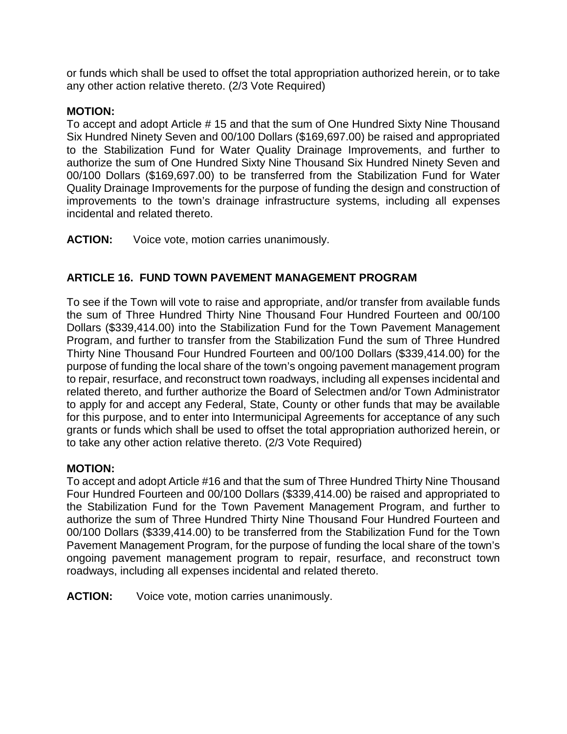or funds which shall be used to offset the total appropriation authorized herein, or to take any other action relative thereto. (2/3 Vote Required)

**MOTION:**
To accept and adopt Article # 15 and that the sum of One Hundred Sixty Nine Thousand Six Hundred Ninety Seven and 00/100 Dollars ($169,697.00) be raised and appropriated to the Stabilization Fund for Water Quality Drainage Improvements, and further to authorize the sum of One Hundred Sixty Nine Thousand Six Hundred Ninety Seven and 00/100 Dollars ($169,697.00) to be transferred from the Stabilization Fund for Water Quality Drainage Improvements for the purpose of funding the design and construction of improvements to the town's drainage infrastructure systems, including all expenses incidental and related thereto.

**ACTION:** Voice vote, motion carries unanimously.

## ARTICLE 16. FUND TOWN PAVEMENT MANAGEMENT PROGRAM

To see if the Town will vote to raise and appropriate, and/or transfer from available funds the sum of Three Hundred Thirty Nine Thousand Four Hundred Fourteen and 00/100 Dollars ($339,414.00) into the Stabilization Fund for the Town Pavement Management Program, and further to transfer from the Stabilization Fund the sum of Three Hundred Thirty Nine Thousand Four Hundred Fourteen and 00/100 Dollars ($339,414.00) for the purpose of funding the local share of the town's ongoing pavement management program to repair, resurface, and reconstruct town roadways, including all expenses incidental and related thereto, and further authorize the Board of Selectmen and/or Town Administrator to apply for and accept any Federal, State, County or other funds that may be available for this purpose, and to enter into Intermunicipal Agreements for acceptance of any such grants or funds which shall be used to offset the total appropriation authorized herein, or to take any other action relative thereto. (2/3 Vote Required)

**MOTION:**
To accept and adopt Article #16 and that the sum of Three Hundred Thirty Nine Thousand Four Hundred Fourteen and 00/100 Dollars ($339,414.00) be raised and appropriated to the Stabilization Fund for the Town Pavement Management Program, and further to authorize the sum of Three Hundred Thirty Nine Thousand Four Hundred Fourteen and 00/100 Dollars ($339,414.00) to be transferred from the Stabilization Fund for the Town Pavement Management Program, for the purpose of funding the local share of the town's ongoing pavement management program to repair, resurface, and reconstruct town roadways, including all expenses incidental and related thereto.

**ACTION:** Voice vote, motion carries unanimously.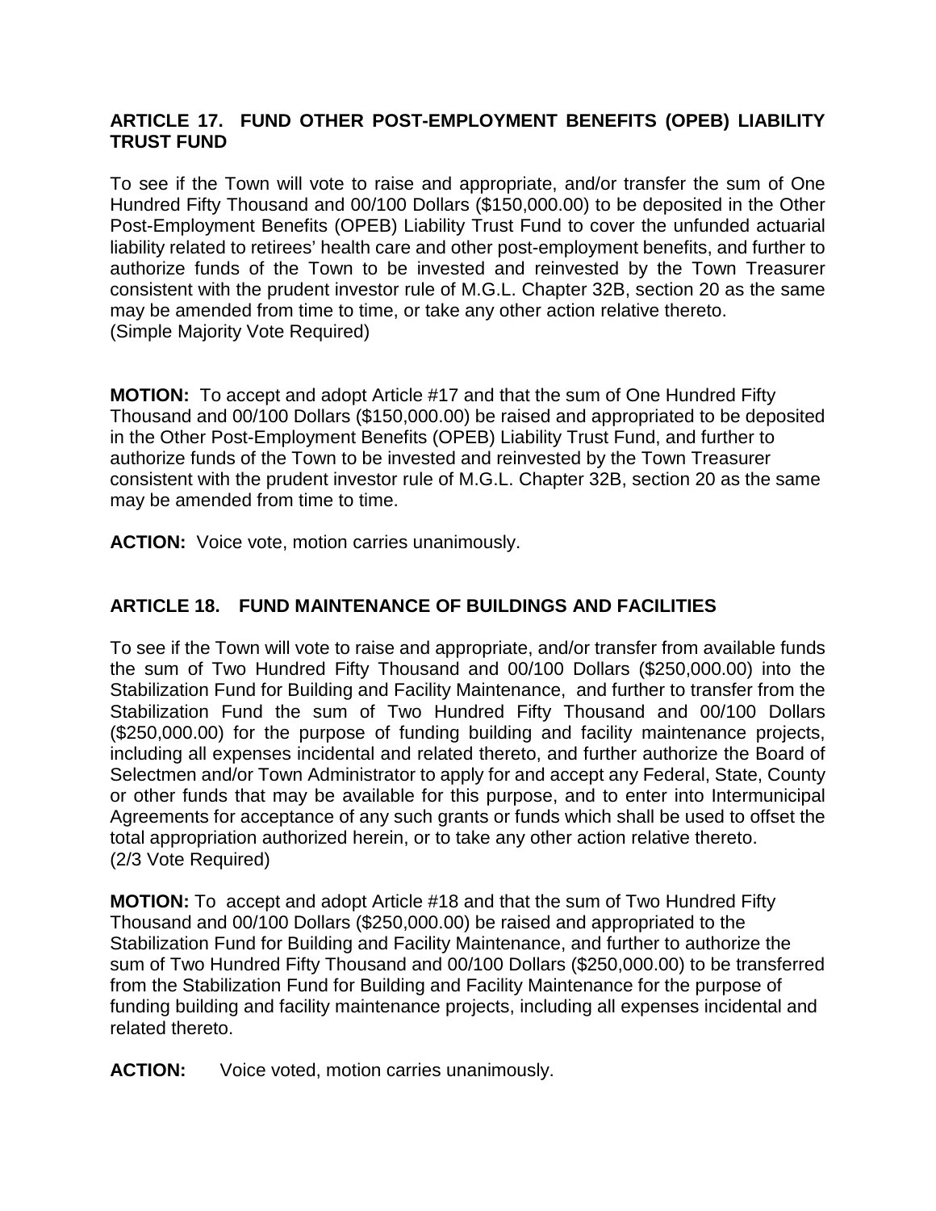## ARTICLE 17. FUND OTHER POST-EMPLOYMENT BENEFITS (OPEB) LIABILITY TRUST FUND

To see if the Town will vote to raise and appropriate, and/or transfer the sum of One Hundred Fifty Thousand and 00/100 Dollars ($150,000.00) to be deposited in the Other Post-Employment Benefits (OPEB) Liability Trust Fund to cover the unfunded actuarial liability related to retirees' health care and other post-employment benefits, and further to authorize funds of the Town to be invested and reinvested by the Town Treasurer consistent with the prudent investor rule of M.G.L. Chapter 32B, section 20 as the same may be amended from time to time, or take any other action relative thereto.
(Simple Majority Vote Required)

**MOTION:** To accept and adopt Article #17 and that the sum of One Hundred Fifty Thousand and 00/100 Dollars ($150,000.00) be raised and appropriated to be deposited in the Other Post-Employment Benefits (OPEB) Liability Trust Fund, and further to authorize funds of the Town to be invested and reinvested by the Town Treasurer consistent with the prudent investor rule of M.G.L. Chapter 32B, section 20 as the same may be amended from time to time.

**ACTION:** Voice vote, motion carries unanimously.

## ARTICLE 18. FUND MAINTENANCE OF BUILDINGS AND FACILITIES

To see if the Town will vote to raise and appropriate, and/or transfer from available funds the sum of Two Hundred Fifty Thousand and 00/100 Dollars ($250,000.00) into the Stabilization Fund for Building and Facility Maintenance, and further to transfer from the Stabilization Fund the sum of Two Hundred Fifty Thousand and 00/100 Dollars ($250,000.00) for the purpose of funding building and facility maintenance projects, including all expenses incidental and related thereto, and further authorize the Board of Selectmen and/or Town Administrator to apply for and accept any Federal, State, County or other funds that may be available for this purpose, and to enter into Intermunicipal Agreements for acceptance of any such grants or funds which shall be used to offset the total appropriation authorized herein, or to take any other action relative thereto.
(2/3 Vote Required)

**MOTION:** To accept and adopt Article #18 and that the sum of Two Hundred Fifty Thousand and 00/100 Dollars ($250,000.00) be raised and appropriated to the Stabilization Fund for Building and Facility Maintenance, and further to authorize the sum of Two Hundred Fifty Thousand and 00/100 Dollars ($250,000.00) to be transferred from the Stabilization Fund for Building and Facility Maintenance for the purpose of funding building and facility maintenance projects, including all expenses incidental and related thereto.

**ACTION:** Voice voted, motion carries unanimously.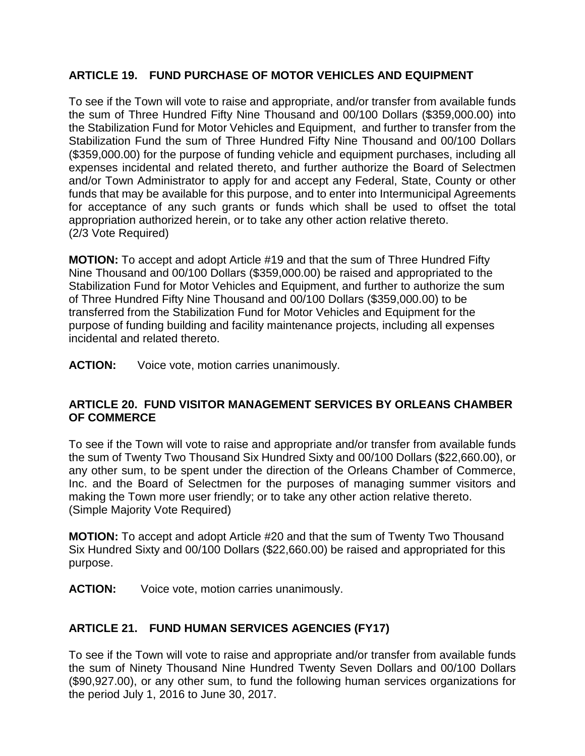### ARTICLE 19. FUND PURCHASE OF MOTOR VEHICLES AND EQUIPMENT

To see if the Town will vote to raise and appropriate, and/or transfer from available funds the sum of Three Hundred Fifty Nine Thousand and 00/100 Dollars ($359,000.00) into the Stabilization Fund for Motor Vehicles and Equipment, and further to transfer from the Stabilization Fund the sum of Three Hundred Fifty Nine Thousand and 00/100 Dollars ($359,000.00) for the purpose of funding vehicle and equipment purchases, including all expenses incidental and related thereto, and further authorize the Board of Selectmen and/or Town Administrator to apply for and accept any Federal, State, County or other funds that may be available for this purpose, and to enter into Intermunicipal Agreements for acceptance of any such grants or funds which shall be used to offset the total appropriation authorized herein, or to take any other action relative thereto.
(2/3 Vote Required)

**MOTION:** To accept and adopt Article #19 and that the sum of Three Hundred Fifty Nine Thousand and 00/100 Dollars ($359,000.00) be raised and appropriated to the Stabilization Fund for Motor Vehicles and Equipment, and further to authorize the sum of Three Hundred Fifty Nine Thousand and 00/100 Dollars ($359,000.00) to be transferred from the Stabilization Fund for Motor Vehicles and Equipment for the purpose of funding building and facility maintenance projects, including all expenses incidental and related thereto.

**ACTION:** Voice vote, motion carries unanimously.

### ARTICLE 20. FUND VISITOR MANAGEMENT SERVICES BY ORLEANS CHAMBER OF COMMERCE

To see if the Town will vote to raise and appropriate and/or transfer from available funds the sum of Twenty Two Thousand Six Hundred Sixty and 00/100 Dollars ($22,660.00), or any other sum, to be spent under the direction of the Orleans Chamber of Commerce, Inc. and the Board of Selectmen for the purposes of managing summer visitors and making the Town more user friendly; or to take any other action relative thereto.
(Simple Majority Vote Required)

**MOTION:** To accept and adopt Article #20 and that the sum of Twenty Two Thousand Six Hundred Sixty and 00/100 Dollars ($22,660.00) be raised and appropriated for this purpose.

**ACTION:** Voice vote, motion carries unanimously.

### ARTICLE 21. FUND HUMAN SERVICES AGENCIES (FY17)

To see if the Town will vote to raise and appropriate and/or transfer from available funds the sum of Ninety Thousand Nine Hundred Twenty Seven Dollars and 00/100 Dollars ($90,927.00), or any other sum, to fund the following human services organizations for the period July 1, 2016 to June 30, 2017.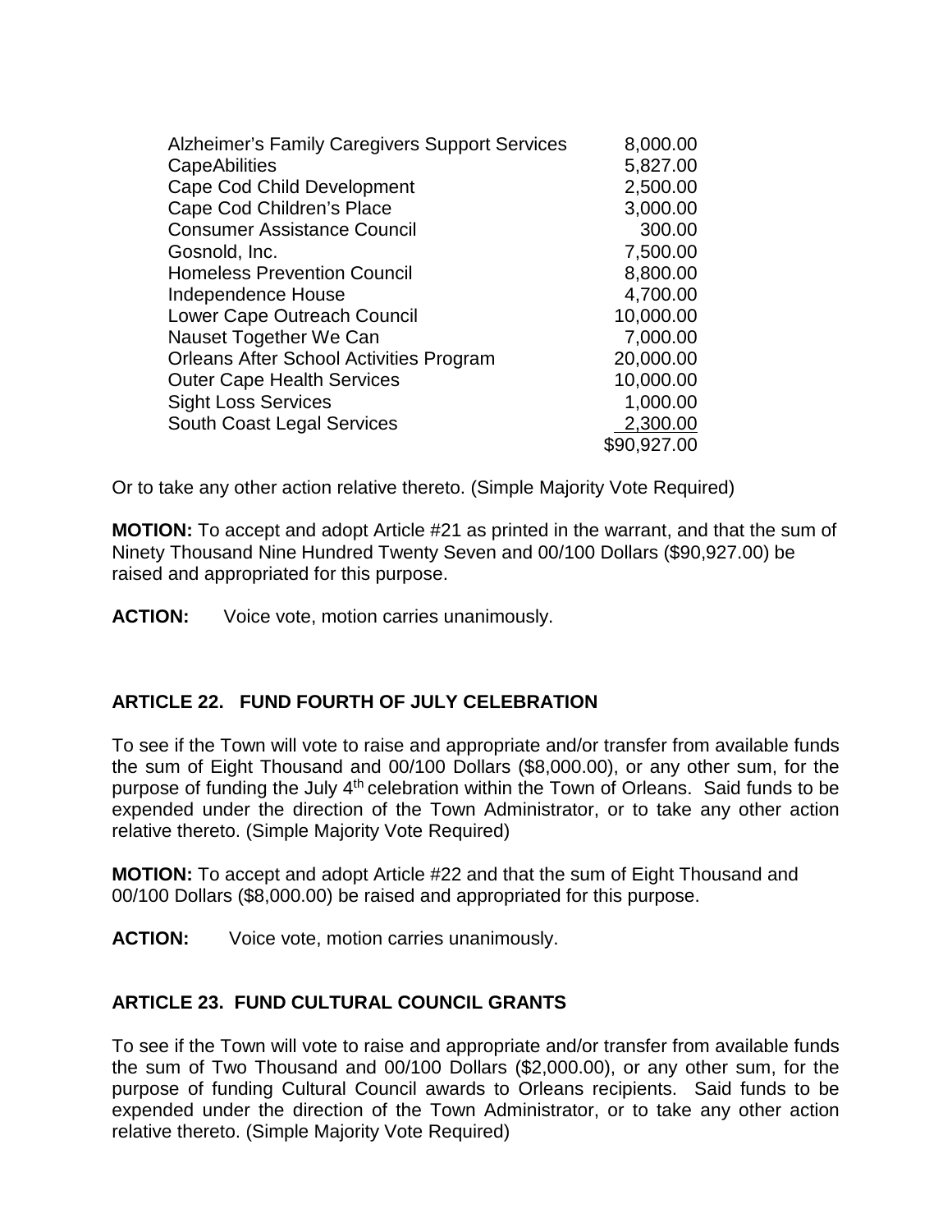| | |
|---|---|
| Alzheimer's Family Caregivers Support Services | 8,000.00 |
| CapeAbilities | 5,827.00 |
| Cape Cod Child Development | 2,500.00 |
| Cape Cod Children's Place | 3,000.00 |
| Consumer Assistance Council | 300.00 |
| Gosnold, Inc. | 7,500.00 |
| Homeless Prevention Council | 8,800.00 |
| Independence House | 4,700.00 |
| Lower Cape Outreach Council | 10,000.00 |
| Nauset Together We Can | 7,000.00 |
| Orleans After School Activities Program | 20,000.00 |
| Outer Cape Health Services | 10,000.00 |
| Sight Loss Services | 1,000.00 |
| South Coast Legal Services | 2,300.00 |
| | $90,927.00 |

Or to take any other action relative thereto. (Simple Majority Vote Required)

**MOTION:** To accept and adopt Article #21 as printed in the warrant, and that the sum of Ninety Thousand Nine Hundred Twenty Seven and 00/100 Dollars ($90,927.00) be raised and appropriated for this purpose.

**ACTION:** Voice vote, motion carries unanimously.

## ARTICLE 22. FUND FOURTH OF JULY CELEBRATION

To see if the Town will vote to raise and appropriate and/or transfer from available funds the sum of Eight Thousand and 00/100 Dollars ($8,000.00), or any other sum, for the purpose of funding the July 4th celebration within the Town of Orleans. Said funds to be expended under the direction of the Town Administrator, or to take any other action relative thereto. (Simple Majority Vote Required)

**MOTION:** To accept and adopt Article #22 and that the sum of Eight Thousand and 00/100 Dollars ($8,000.00) be raised and appropriated for this purpose.

**ACTION:** Voice vote, motion carries unanimously.

## ARTICLE 23. FUND CULTURAL COUNCIL GRANTS

To see if the Town will vote to raise and appropriate and/or transfer from available funds the sum of Two Thousand and 00/100 Dollars ($2,000.00), or any other sum, for the purpose of funding Cultural Council awards to Orleans recipients. Said funds to be expended under the direction of the Town Administrator, or to take any other action relative thereto. (Simple Majority Vote Required)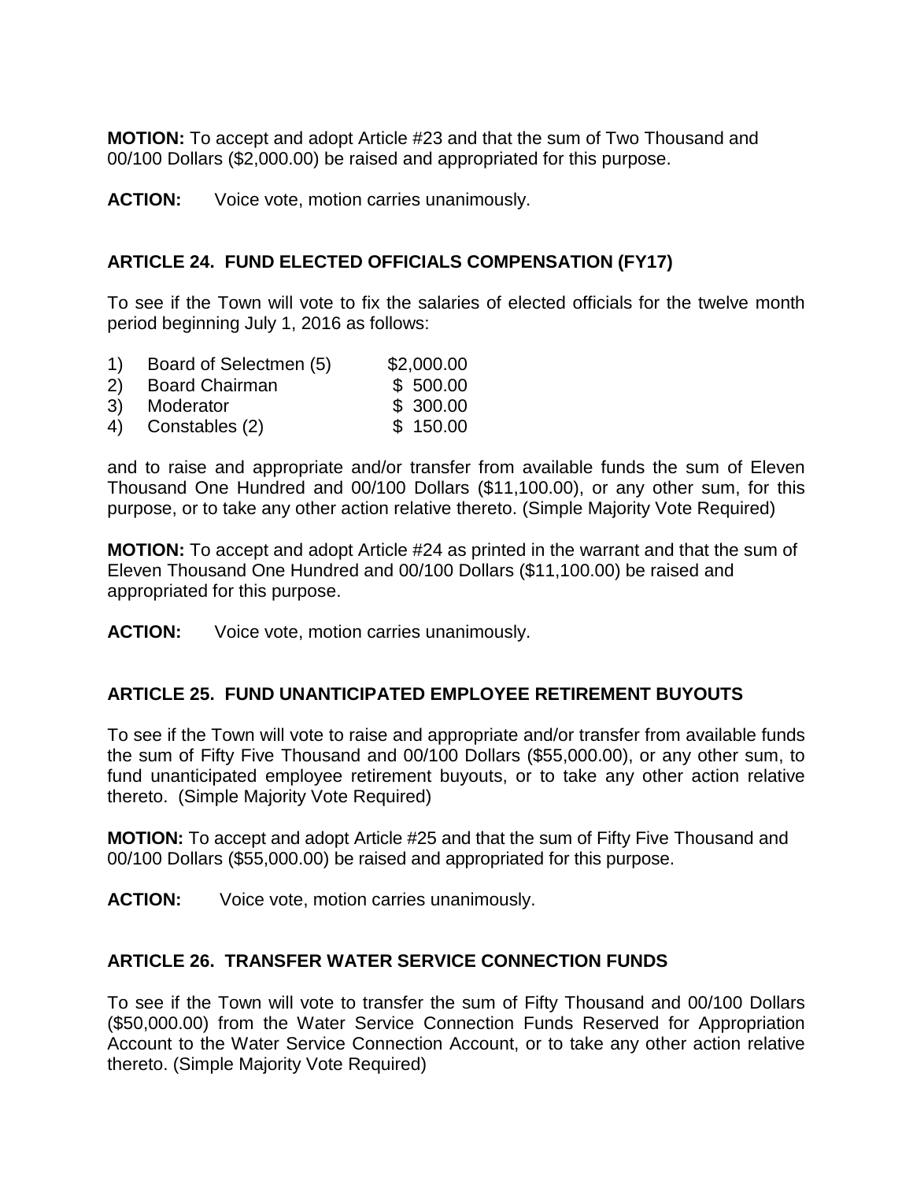**MOTION:** To accept and adopt Article #23 and that the sum of Two Thousand and 00/100 Dollars ($2,000.00) be raised and appropriated for this purpose.

**ACTION:** Voice vote, motion carries unanimously.

## ARTICLE 24. FUND ELECTED OFFICIALS COMPENSATION (FY17)

To see if the Town will vote to fix the salaries of elected officials for the twelve month period beginning July 1, 2016 as follows:

1) Board of Selectmen (5) $2,000.00
2) Board Chairman $ 500.00
3) Moderator $ 300.00
4) Constables (2) $ 150.00

and to raise and appropriate and/or transfer from available funds the sum of Eleven Thousand One Hundred and 00/100 Dollars ($11,100.00), or any other sum, for this purpose, or to take any other action relative thereto. (Simple Majority Vote Required)

**MOTION:** To accept and adopt Article #24 as printed in the warrant and that the sum of Eleven Thousand One Hundred and 00/100 Dollars ($11,100.00) be raised and appropriated for this purpose.

**ACTION:** Voice vote, motion carries unanimously.

## ARTICLE 25. FUND UNANTICIPATED EMPLOYEE RETIREMENT BUYOUTS

To see if the Town will vote to raise and appropriate and/or transfer from available funds the sum of Fifty Five Thousand and 00/100 Dollars ($55,000.00), or any other sum, to fund unanticipated employee retirement buyouts, or to take any other action relative thereto. (Simple Majority Vote Required)

**MOTION:** To accept and adopt Article #25 and that the sum of Fifty Five Thousand and 00/100 Dollars ($55,000.00) be raised and appropriated for this purpose.

**ACTION:** Voice vote, motion carries unanimously.

## ARTICLE 26. TRANSFER WATER SERVICE CONNECTION FUNDS

To see if the Town will vote to transfer the sum of Fifty Thousand and 00/100 Dollars ($50,000.00) from the Water Service Connection Funds Reserved for Appropriation Account to the Water Service Connection Account, or to take any other action relative thereto. (Simple Majority Vote Required)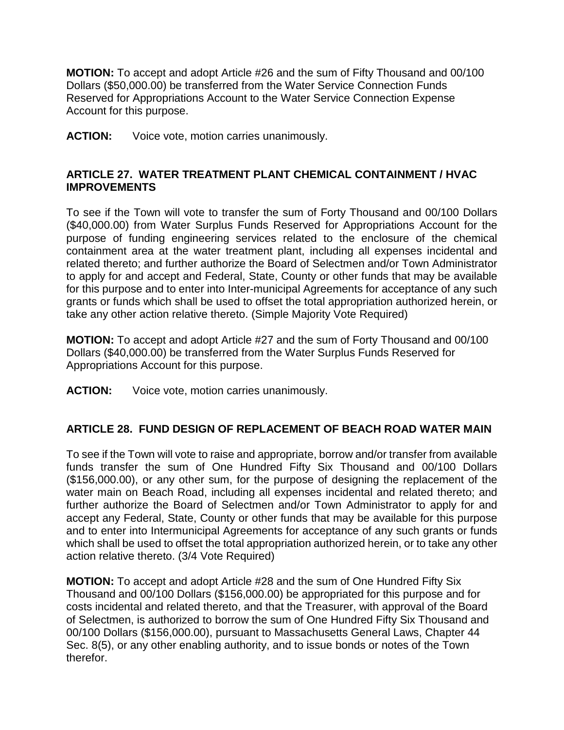**MOTION:** To accept and adopt Article #26 and the sum of Fifty Thousand and 00/100 Dollars ($50,000.00) be transferred from the Water Service Connection Funds Reserved for Appropriations Account to the Water Service Connection Expense Account for this purpose.

**ACTION:** Voice vote, motion carries unanimously.

## ARTICLE 27. WATER TREATMENT PLANT CHEMICAL CONTAINMENT / HVAC IMPROVEMENTS

To see if the Town will vote to transfer the sum of Forty Thousand and 00/100 Dollars ($40,000.00) from Water Surplus Funds Reserved for Appropriations Account for the purpose of funding engineering services related to the enclosure of the chemical containment area at the water treatment plant, including all expenses incidental and related thereto; and further authorize the Board of Selectmen and/or Town Administrator to apply for and accept and Federal, State, County or other funds that may be available for this purpose and to enter into Inter-municipal Agreements for acceptance of any such grants or funds which shall be used to offset the total appropriation authorized herein, or take any other action relative thereto. (Simple Majority Vote Required)

**MOTION:** To accept and adopt Article #27 and the sum of Forty Thousand and 00/100 Dollars ($40,000.00) be transferred from the Water Surplus Funds Reserved for Appropriations Account for this purpose.

**ACTION:** Voice vote, motion carries unanimously.

## ARTICLE 28. FUND DESIGN OF REPLACEMENT OF BEACH ROAD WATER MAIN

To see if the Town will vote to raise and appropriate, borrow and/or transfer from available funds transfer the sum of One Hundred Fifty Six Thousand and 00/100 Dollars ($156,000.00), or any other sum, for the purpose of designing the replacement of the water main on Beach Road, including all expenses incidental and related thereto; and further authorize the Board of Selectmen and/or Town Administrator to apply for and accept any Federal, State, County or other funds that may be available for this purpose and to enter into Intermunicipal Agreements for acceptance of any such grants or funds which shall be used to offset the total appropriation authorized herein, or to take any other action relative thereto. (3/4 Vote Required)

**MOTION:** To accept and adopt Article #28 and the sum of One Hundred Fifty Six Thousand and 00/100 Dollars ($156,000.00) be appropriated for this purpose and for costs incidental and related thereto, and that the Treasurer, with approval of the Board of Selectmen, is authorized to borrow the sum of One Hundred Fifty Six Thousand and 00/100 Dollars ($156,000.00), pursuant to Massachusetts General Laws, Chapter 44 Sec. 8(5), or any other enabling authority, and to issue bonds or notes of the Town therefor.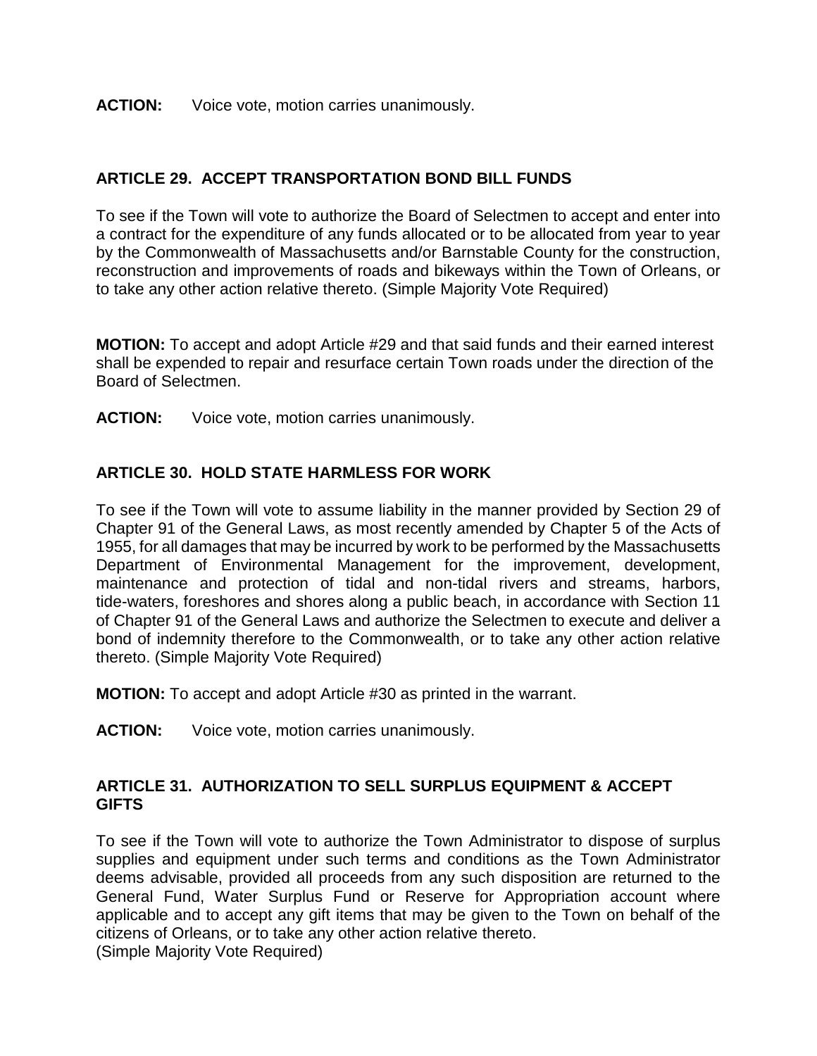**ACTION:** Voice vote, motion carries unanimously.

## ARTICLE 29. ACCEPT TRANSPORTATION BOND BILL FUNDS

To see if the Town will vote to authorize the Board of Selectmen to accept and enter into a contract for the expenditure of any funds allocated or to be allocated from year to year by the Commonwealth of Massachusetts and/or Barnstable County for the construction, reconstruction and improvements of roads and bikeways within the Town of Orleans, or to take any other action relative thereto. (Simple Majority Vote Required)

**MOTION:** To accept and adopt Article #29 and that said funds and their earned interest shall be expended to repair and resurface certain Town roads under the direction of the Board of Selectmen.

**ACTION:** Voice vote, motion carries unanimously.

## ARTICLE 30. HOLD STATE HARMLESS FOR WORK

To see if the Town will vote to assume liability in the manner provided by Section 29 of Chapter 91 of the General Laws, as most recently amended by Chapter 5 of the Acts of 1955, for all damages that may be incurred by work to be performed by the Massachusetts Department of Environmental Management for the improvement, development, maintenance and protection of tidal and non-tidal rivers and streams, harbors, tide-waters, foreshores and shores along a public beach, in accordance with Section 11 of Chapter 91 of the General Laws and authorize the Selectmen to execute and deliver a bond of indemnity therefore to the Commonwealth, or to take any other action relative thereto. (Simple Majority Vote Required)

**MOTION:** To accept and adopt Article #30 as printed in the warrant.

**ACTION:** Voice vote, motion carries unanimously.

## ARTICLE 31. AUTHORIZATION TO SELL SURPLUS EQUIPMENT & ACCEPT GIFTS

To see if the Town will vote to authorize the Town Administrator to dispose of surplus supplies and equipment under such terms and conditions as the Town Administrator deems advisable, provided all proceeds from any such disposition are returned to the General Fund, Water Surplus Fund or Reserve for Appropriation account where applicable and to accept any gift items that may be given to the Town on behalf of the citizens of Orleans, or to take any other action relative thereto.
(Simple Majority Vote Required)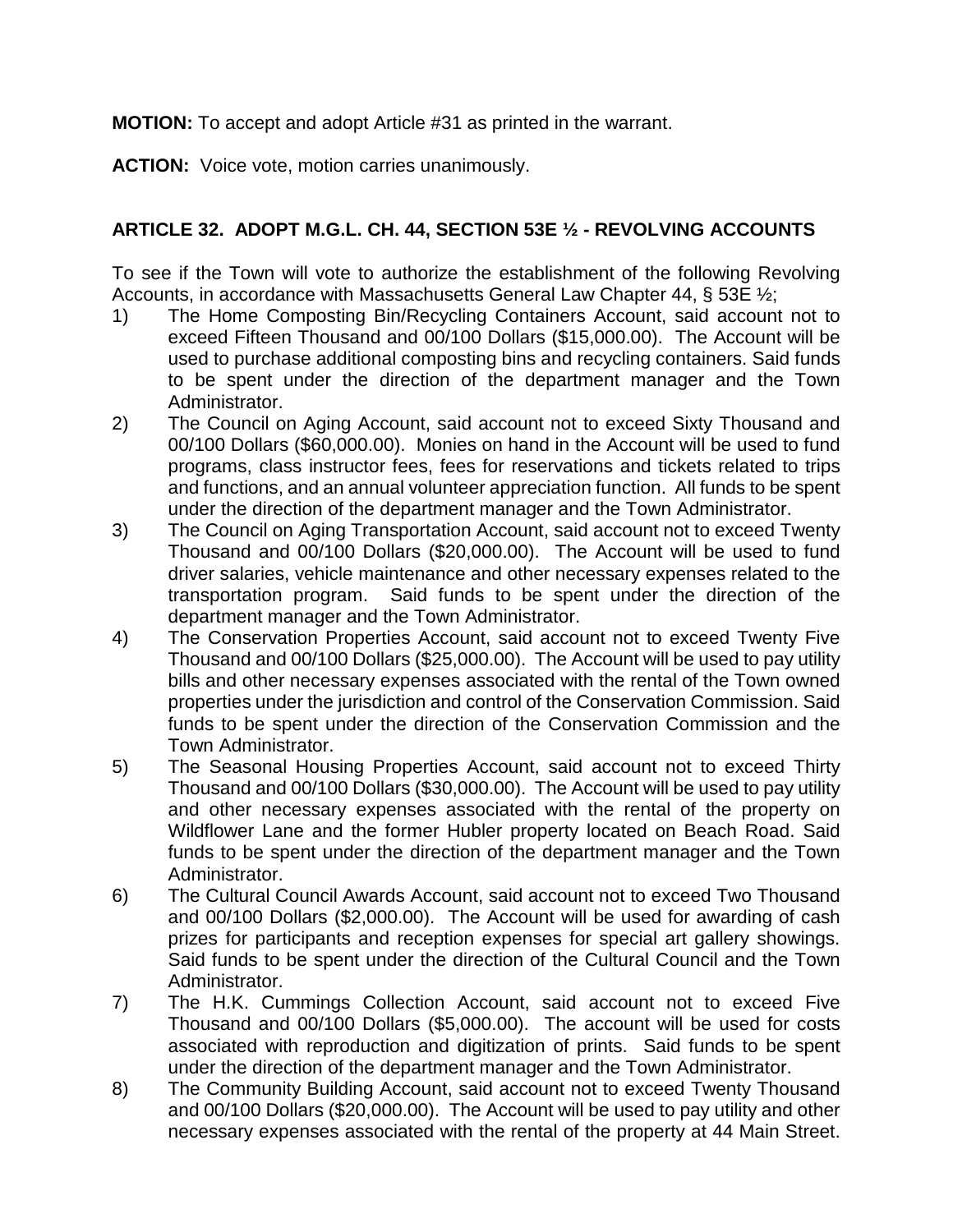**MOTION:** To accept and adopt Article #31 as printed in the warrant.

**ACTION:** Voice vote, motion carries unanimously.

## ARTICLE 32. ADOPT M.G.L. CH. 44, SECTION 53E ½ - REVOLVING ACCOUNTS

To see if the Town will vote to authorize the establishment of the following Revolving Accounts, in accordance with Massachusetts General Law Chapter 44, § 53E ½;

1) The Home Composting Bin/Recycling Containers Account, said account not to exceed Fifteen Thousand and 00/100 Dollars ($15,000.00). The Account will be used to purchase additional composting bins and recycling containers. Said funds to be spent under the direction of the department manager and the Town Administrator.
2) The Council on Aging Account, said account not to exceed Sixty Thousand and 00/100 Dollars ($60,000.00). Monies on hand in the Account will be used to fund programs, class instructor fees, fees for reservations and tickets related to trips and functions, and an annual volunteer appreciation function. All funds to be spent under the direction of the department manager and the Town Administrator.
3) The Council on Aging Transportation Account, said account not to exceed Twenty Thousand and 00/100 Dollars ($20,000.00). The Account will be used to fund driver salaries, vehicle maintenance and other necessary expenses related to the transportation program. Said funds to be spent under the direction of the department manager and the Town Administrator.
4) The Conservation Properties Account, said account not to exceed Twenty Five Thousand and 00/100 Dollars ($25,000.00). The Account will be used to pay utility bills and other necessary expenses associated with the rental of the Town owned properties under the jurisdiction and control of the Conservation Commission. Said funds to be spent under the direction of the Conservation Commission and the Town Administrator.
5) The Seasonal Housing Properties Account, said account not to exceed Thirty Thousand and 00/100 Dollars ($30,000.00). The Account will be used to pay utility and other necessary expenses associated with the rental of the property on Wildflower Lane and the former Hubler property located on Beach Road. Said funds to be spent under the direction of the department manager and the Town Administrator.
6) The Cultural Council Awards Account, said account not to exceed Two Thousand and 00/100 Dollars ($2,000.00). The Account will be used for awarding of cash prizes for participants and reception expenses for special art gallery showings. Said funds to be spent under the direction of the Cultural Council and the Town Administrator.
7) The H.K. Cummings Collection Account, said account not to exceed Five Thousand and 00/100 Dollars ($5,000.00). The account will be used for costs associated with reproduction and digitization of prints. Said funds to be spent under the direction of the department manager and the Town Administrator.
8) The Community Building Account, said account not to exceed Twenty Thousand and 00/100 Dollars ($20,000.00). The Account will be used to pay utility and other necessary expenses associated with the rental of the property at 44 Main Street.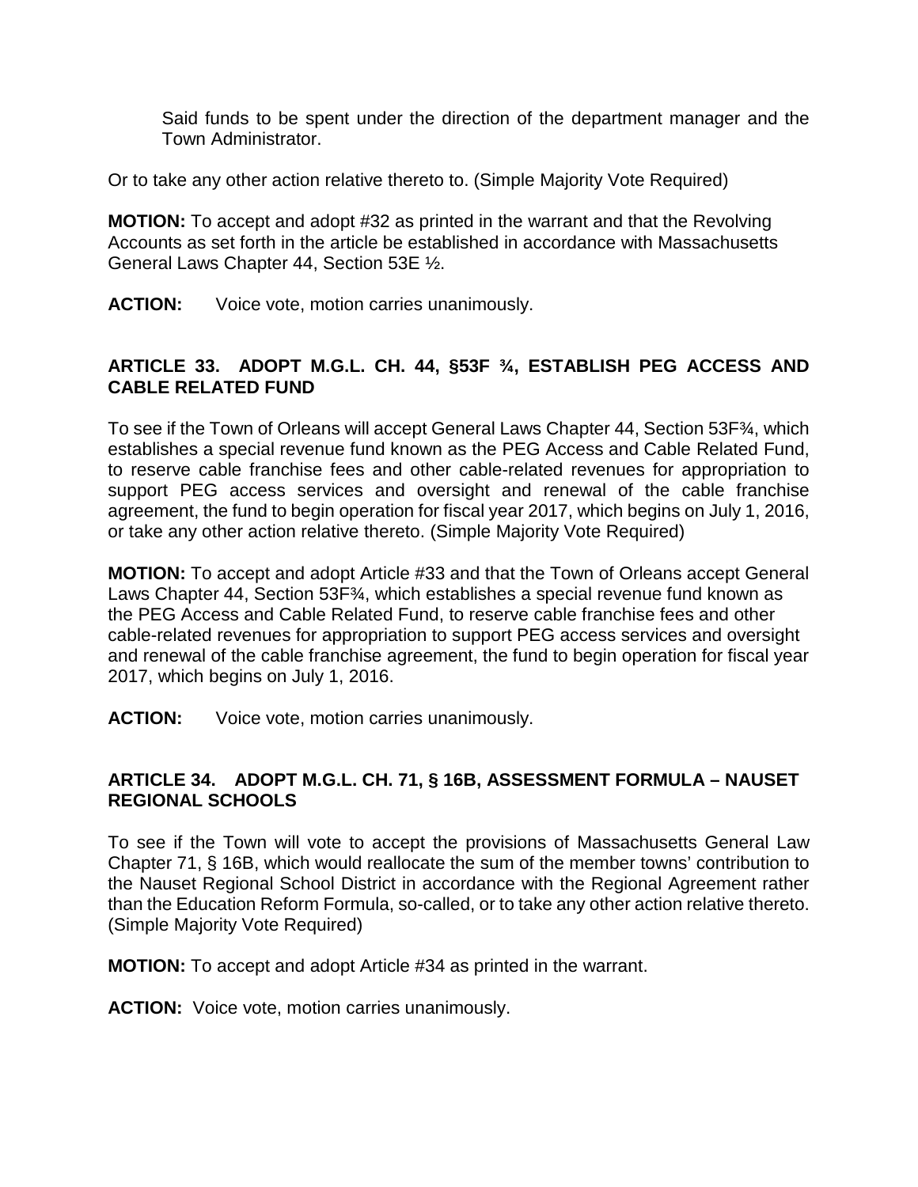Said funds to be spent under the direction of the department manager and the Town Administrator.

Or to take any other action relative thereto to. (Simple Majority Vote Required)

**MOTION:** To accept and adopt #32 as printed in the warrant and that the Revolving Accounts as set forth in the article be established in accordance with Massachusetts General Laws Chapter 44, Section 53E ½.

**ACTION:** Voice vote, motion carries unanimously.

### ARTICLE 33. ADOPT M.G.L. CH. 44, §53F ¾, ESTABLISH PEG ACCESS AND CABLE RELATED FUND

To see if the Town of Orleans will accept General Laws Chapter 44, Section 53F¾, which establishes a special revenue fund known as the PEG Access and Cable Related Fund, to reserve cable franchise fees and other cable-related revenues for appropriation to support PEG access services and oversight and renewal of the cable franchise agreement, the fund to begin operation for fiscal year 2017, which begins on July 1, 2016, or take any other action relative thereto. (Simple Majority Vote Required)

**MOTION:** To accept and adopt Article #33 and that the Town of Orleans accept General Laws Chapter 44, Section 53F¾, which establishes a special revenue fund known as the PEG Access and Cable Related Fund, to reserve cable franchise fees and other cable-related revenues for appropriation to support PEG access services and oversight and renewal of the cable franchise agreement, the fund to begin operation for fiscal year 2017, which begins on July 1, 2016.

**ACTION:** Voice vote, motion carries unanimously.

### ARTICLE 34. ADOPT M.G.L. CH. 71, § 16B, ASSESSMENT FORMULA – NAUSET REGIONAL SCHOOLS

To see if the Town will vote to accept the provisions of Massachusetts General Law Chapter 71, § 16B, which would reallocate the sum of the member towns' contribution to the Nauset Regional School District in accordance with the Regional Agreement rather than the Education Reform Formula, so-called, or to take any other action relative thereto. (Simple Majority Vote Required)

**MOTION:** To accept and adopt Article #34 as printed in the warrant.

**ACTION:** Voice vote, motion carries unanimously.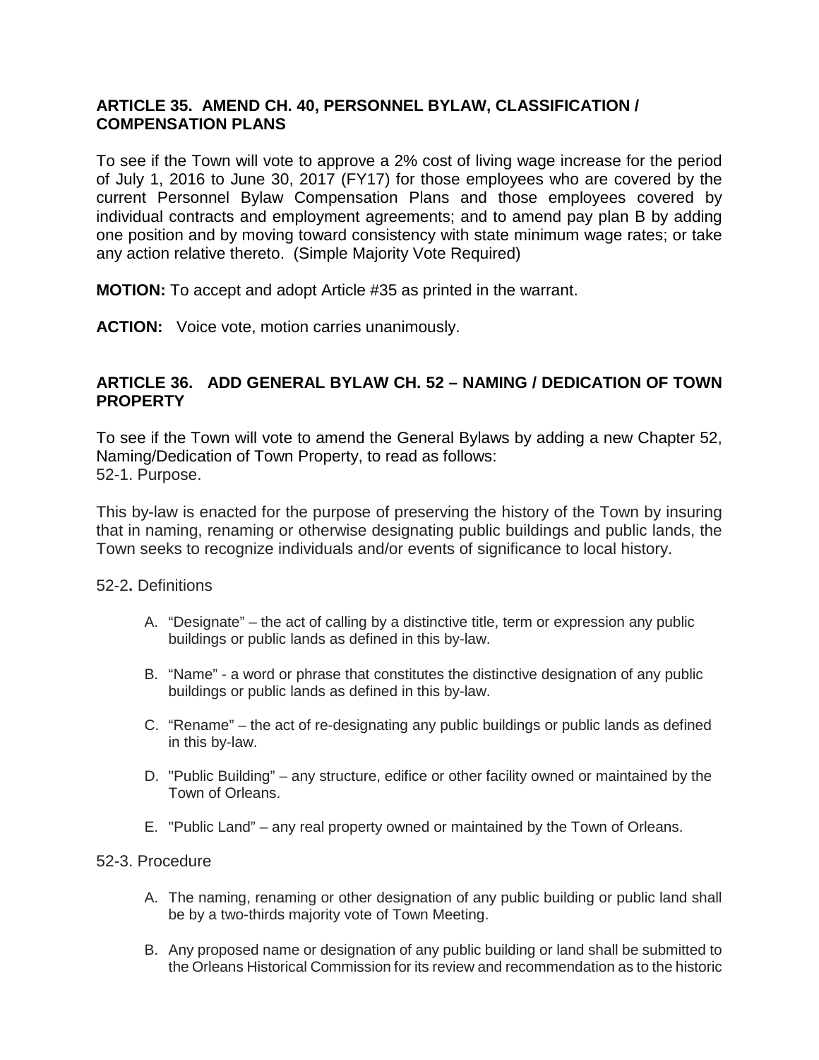### ARTICLE 35. AMEND CH. 40, PERSONNEL BYLAW, CLASSIFICATION / COMPENSATION PLANS

To see if the Town will vote to approve a 2% cost of living wage increase for the period of July 1, 2016 to June 30, 2017 (FY17) for those employees who are covered by the current Personnel Bylaw Compensation Plans and those employees covered by individual contracts and employment agreements; and to amend pay plan B by adding one position and by moving toward consistency with state minimum wage rates; or take any action relative thereto. (Simple Majority Vote Required)

**MOTION:** To accept and adopt Article #35 as printed in the warrant.

**ACTION:** Voice vote, motion carries unanimously.

### ARTICLE 36. ADD GENERAL BYLAW CH. 52 – NAMING / DEDICATION OF TOWN PROPERTY

To see if the Town will vote to amend the General Bylaws by adding a new Chapter 52, Naming/Dedication of Town Property, to read as follows:
52-1. Purpose.

This by-law is enacted for the purpose of preserving the history of the Town by insuring that in naming, renaming or otherwise designating public buildings and public lands, the Town seeks to recognize individuals and/or events of significance to local history.

52-2**.** Definitions

A. "Designate" – the act of calling by a distinctive title, term or expression any public buildings or public lands as defined in this by-law.

B. "Name" - a word or phrase that constitutes the distinctive designation of any public buildings or public lands as defined in this by-law.

C. "Rename" – the act of re-designating any public buildings or public lands as defined in this by-law.

D. "Public Building" – any structure, edifice or other facility owned or maintained by the Town of Orleans.

E. "Public Land" – any real property owned or maintained by the Town of Orleans.

52-3. Procedure

A. The naming, renaming or other designation of any public building or public land shall be by a two-thirds majority vote of Town Meeting.

B. Any proposed name or designation of any public building or land shall be submitted to the Orleans Historical Commission for its review and recommendation as to the historic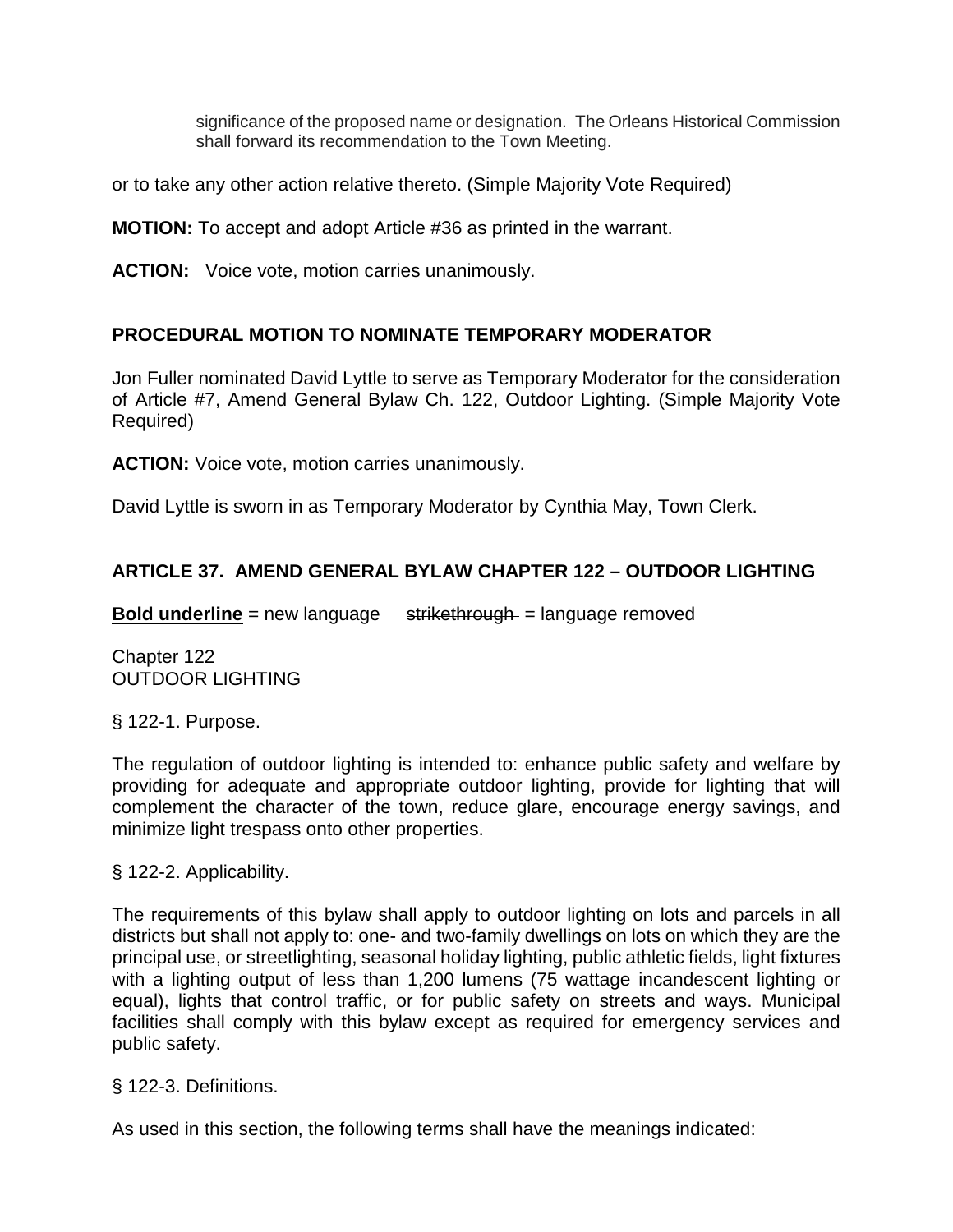significance of the proposed name or designation. The Orleans Historical Commission shall forward its recommendation to the Town Meeting.

or to take any other action relative thereto. (Simple Majority Vote Required)

**MOTION:** To accept and adopt Article #36 as printed in the warrant.

**ACTION:** Voice vote, motion carries unanimously.

## PROCEDURAL MOTION TO NOMINATE TEMPORARY MODERATOR

Jon Fuller nominated David Lyttle to serve as Temporary Moderator for the consideration of Article #7, Amend General Bylaw Ch. 122, Outdoor Lighting. (Simple Majority Vote Required)

**ACTION:** Voice vote, motion carries unanimously.

David Lyttle is sworn in as Temporary Moderator by Cynthia May, Town Clerk.

## ARTICLE 37. AMEND GENERAL BYLAW CHAPTER 122 – OUTDOOR LIGHTING

**<u>Bold underline</u>** = new language ~~strikethrough~~ = language removed

Chapter 122
OUTDOOR LIGHTING

§ 122-1. Purpose.

The regulation of outdoor lighting is intended to: enhance public safety and welfare by providing for adequate and appropriate outdoor lighting, provide for lighting that will complement the character of the town, reduce glare, encourage energy savings, and minimize light trespass onto other properties.

§ 122-2. Applicability.

The requirements of this bylaw shall apply to outdoor lighting on lots and parcels in all districts but shall not apply to: one- and two-family dwellings on lots on which they are the principal use, or streetlighting, seasonal holiday lighting, public athletic fields, light fixtures with a lighting output of less than 1,200 lumens (75 wattage incandescent lighting or equal), lights that control traffic, or for public safety on streets and ways. Municipal facilities shall comply with this bylaw except as required for emergency services and public safety.

§ 122-3. Definitions.

As used in this section, the following terms shall have the meanings indicated: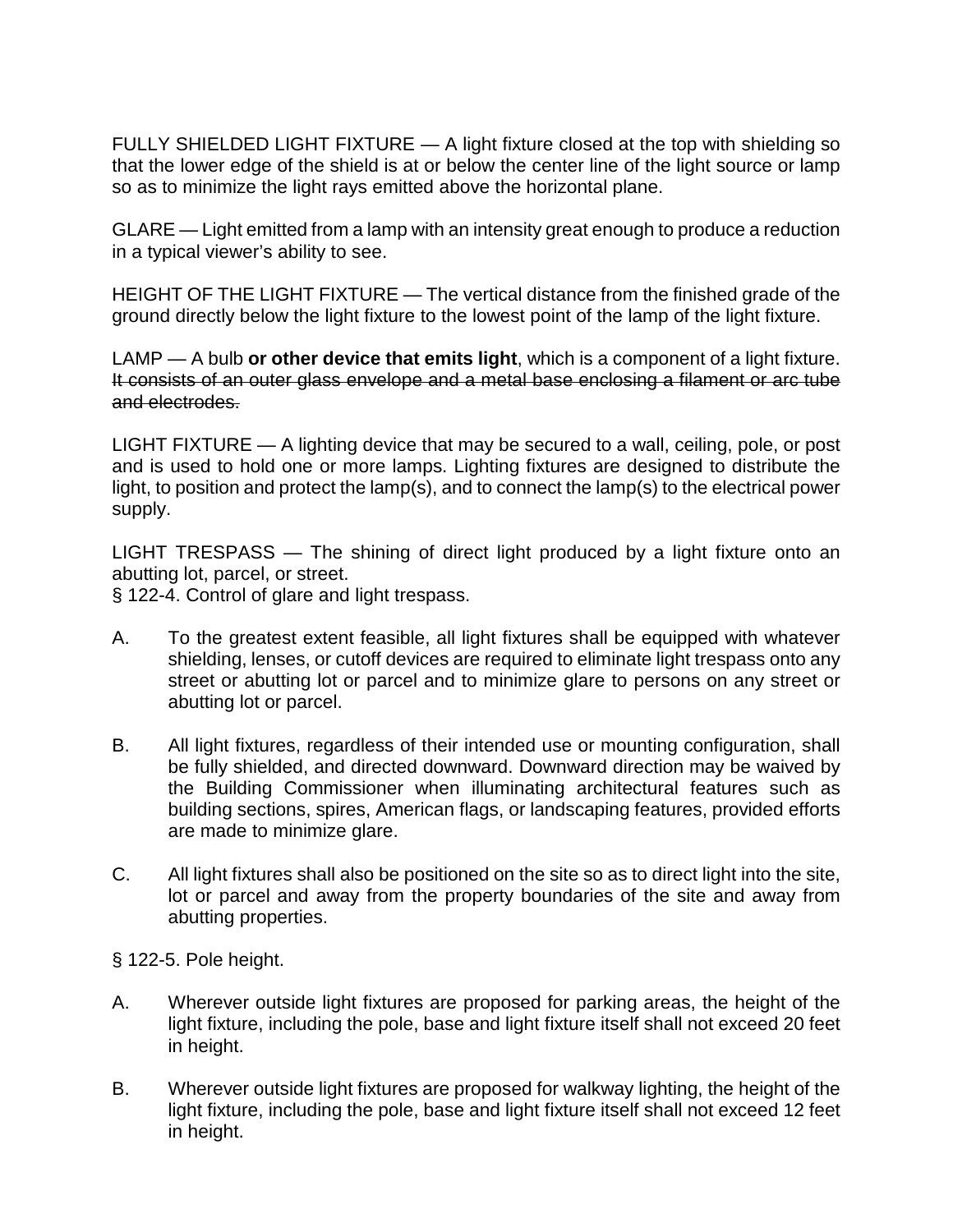FULLY SHIELDED LIGHT FIXTURE — A light fixture closed at the top with shielding so that the lower edge of the shield is at or below the center line of the light source or lamp so as to minimize the light rays emitted above the horizontal plane.

GLARE — Light emitted from a lamp with an intensity great enough to produce a reduction in a typical viewer's ability to see.

HEIGHT OF THE LIGHT FIXTURE — The vertical distance from the finished grade of the ground directly below the light fixture to the lowest point of the lamp of the light fixture.

LAMP — A bulb **or other device that emits light**, which is a component of a light fixture. ~~It consists of an outer glass envelope and a metal base enclosing a filament or arc tube and electrodes.~~

LIGHT FIXTURE — A lighting device that may be secured to a wall, ceiling, pole, or post and is used to hold one or more lamps. Lighting fixtures are designed to distribute the light, to position and protect the lamp(s), and to connect the lamp(s) to the electrical power supply.

LIGHT TRESPASS — The shining of direct light produced by a light fixture onto an abutting lot, parcel, or street.

§ 122-4. Control of glare and light trespass.

A. To the greatest extent feasible, all light fixtures shall be equipped with whatever shielding, lenses, or cutoff devices are required to eliminate light trespass onto any street or abutting lot or parcel and to minimize glare to persons on any street or abutting lot or parcel.

B. All light fixtures, regardless of their intended use or mounting configuration, shall be fully shielded, and directed downward. Downward direction may be waived by the Building Commissioner when illuminating architectural features such as building sections, spires, American flags, or landscaping features, provided efforts are made to minimize glare.

C. All light fixtures shall also be positioned on the site so as to direct light into the site, lot or parcel and away from the property boundaries of the site and away from abutting properties.

§ 122-5. Pole height.

A. Wherever outside light fixtures are proposed for parking areas, the height of the light fixture, including the pole, base and light fixture itself shall not exceed 20 feet in height.

B. Wherever outside light fixtures are proposed for walkway lighting, the height of the light fixture, including the pole, base and light fixture itself shall not exceed 12 feet in height.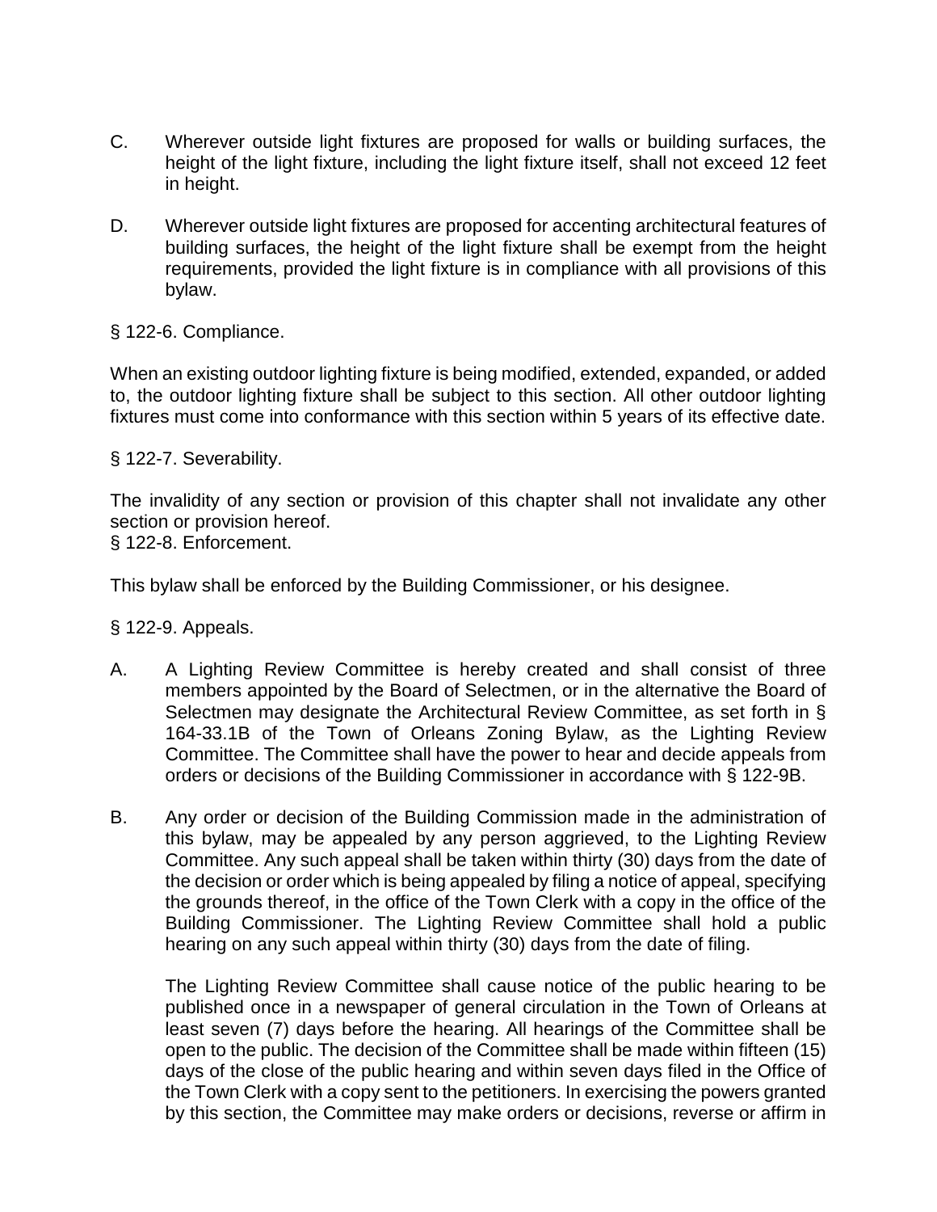C. Wherever outside light fixtures are proposed for walls or building surfaces, the height of the light fixture, including the light fixture itself, shall not exceed 12 feet in height.

D. Wherever outside light fixtures are proposed for accenting architectural features of building surfaces, the height of the light fixture shall be exempt from the height requirements, provided the light fixture is in compliance with all provisions of this bylaw.

§ 122-6. Compliance.

When an existing outdoor lighting fixture is being modified, extended, expanded, or added to, the outdoor lighting fixture shall be subject to this section. All other outdoor lighting fixtures must come into conformance with this section within 5 years of its effective date.

§ 122-7. Severability.

The invalidity of any section or provision of this chapter shall not invalidate any other section or provision hereof.

§ 122-8. Enforcement.

This bylaw shall be enforced by the Building Commissioner, or his designee.

§ 122-9. Appeals.

A. A Lighting Review Committee is hereby created and shall consist of three members appointed by the Board of Selectmen, or in the alternative the Board of Selectmen may designate the Architectural Review Committee, as set forth in § 164-33.1B of the Town of Orleans Zoning Bylaw, as the Lighting Review Committee. The Committee shall have the power to hear and decide appeals from orders or decisions of the Building Commissioner in accordance with § 122-9B.

B. Any order or decision of the Building Commission made in the administration of this bylaw, may be appealed by any person aggrieved, to the Lighting Review Committee. Any such appeal shall be taken within thirty (30) days from the date of the decision or order which is being appealed by filing a notice of appeal, specifying the grounds thereof, in the office of the Town Clerk with a copy in the office of the Building Commissioner. The Lighting Review Committee shall hold a public hearing on any such appeal within thirty (30) days from the date of filing.

   The Lighting Review Committee shall cause notice of the public hearing to be published once in a newspaper of general circulation in the Town of Orleans at least seven (7) days before the hearing. All hearings of the Committee shall be open to the public. The decision of the Committee shall be made within fifteen (15) days of the close of the public hearing and within seven days filed in the Office of the Town Clerk with a copy sent to the petitioners. In exercising the powers granted by this section, the Committee may make orders or decisions, reverse or affirm in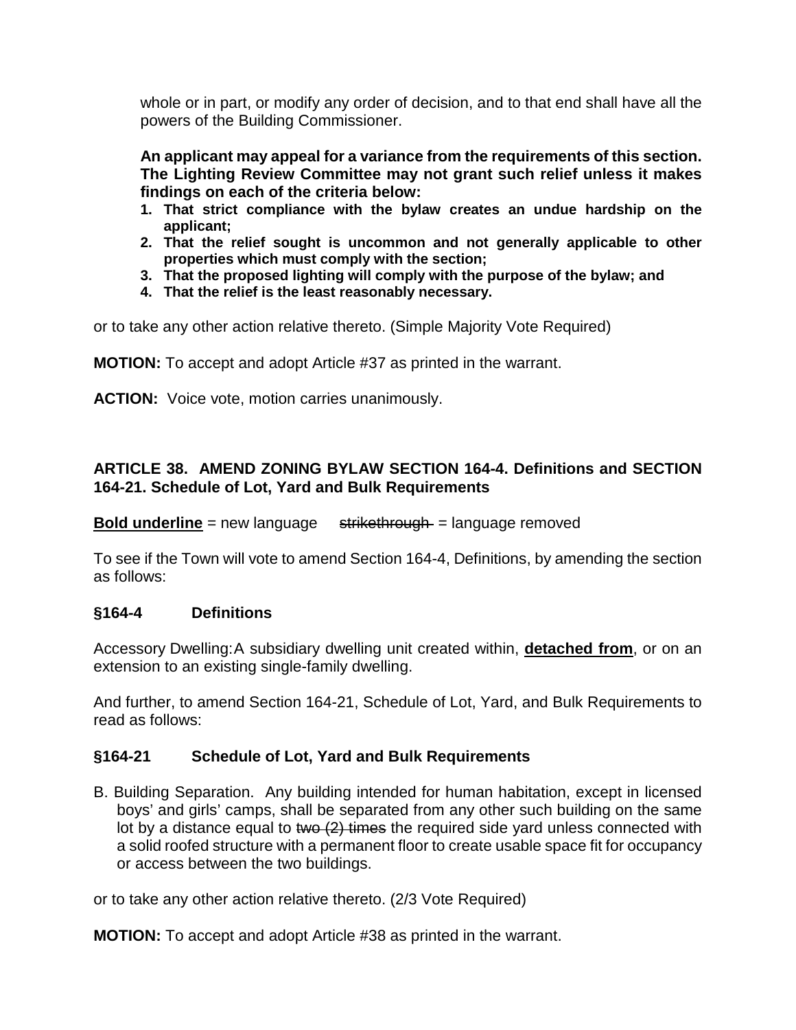whole or in part, or modify any order of decision, and to that end shall have all the powers of the Building Commissioner.

**An applicant may appeal for a variance from the requirements of this section. The Lighting Review Committee may not grant such relief unless it makes findings on each of the criteria below:**

1. **That strict compliance with the bylaw creates an undue hardship on the applicant;**
2. **That the relief sought is uncommon and not generally applicable to other properties which must comply with the section;**
3. **That the proposed lighting will comply with the purpose of the bylaw; and**
4. **That the relief is the least reasonably necessary.**

or to take any other action relative thereto. (Simple Majority Vote Required)

**MOTION:** To accept and adopt Article #37 as printed in the warrant.

**ACTION:** Voice vote, motion carries unanimously.

### ARTICLE 38. AMEND ZONING BYLAW SECTION 164-4. Definitions and SECTION 164-21. Schedule of Lot, Yard and Bulk Requirements

**<u>Bold underline</u>** = new language ~~strikethrough~~ = language removed

To see if the Town will vote to amend Section 164-4, Definitions, by amending the section as follows:

### §164-4 Definitions

Accessory Dwelling: A subsidiary dwelling unit created within, **<u>detached from</u>**, or on an extension to an existing single-family dwelling.

And further, to amend Section 164-21, Schedule of Lot, Yard, and Bulk Requirements to read as follows:

### §164-21 Schedule of Lot, Yard and Bulk Requirements

B. Building Separation. Any building intended for human habitation, except in licensed boys' and girls' camps, shall be separated from any other such building on the same lot by a distance equal to ~~two (2) times~~ the required side yard unless connected with a solid roofed structure with a permanent floor to create usable space fit for occupancy or access between the two buildings.

or to take any other action relative thereto. (2/3 Vote Required)

**MOTION:** To accept and adopt Article #38 as printed in the warrant.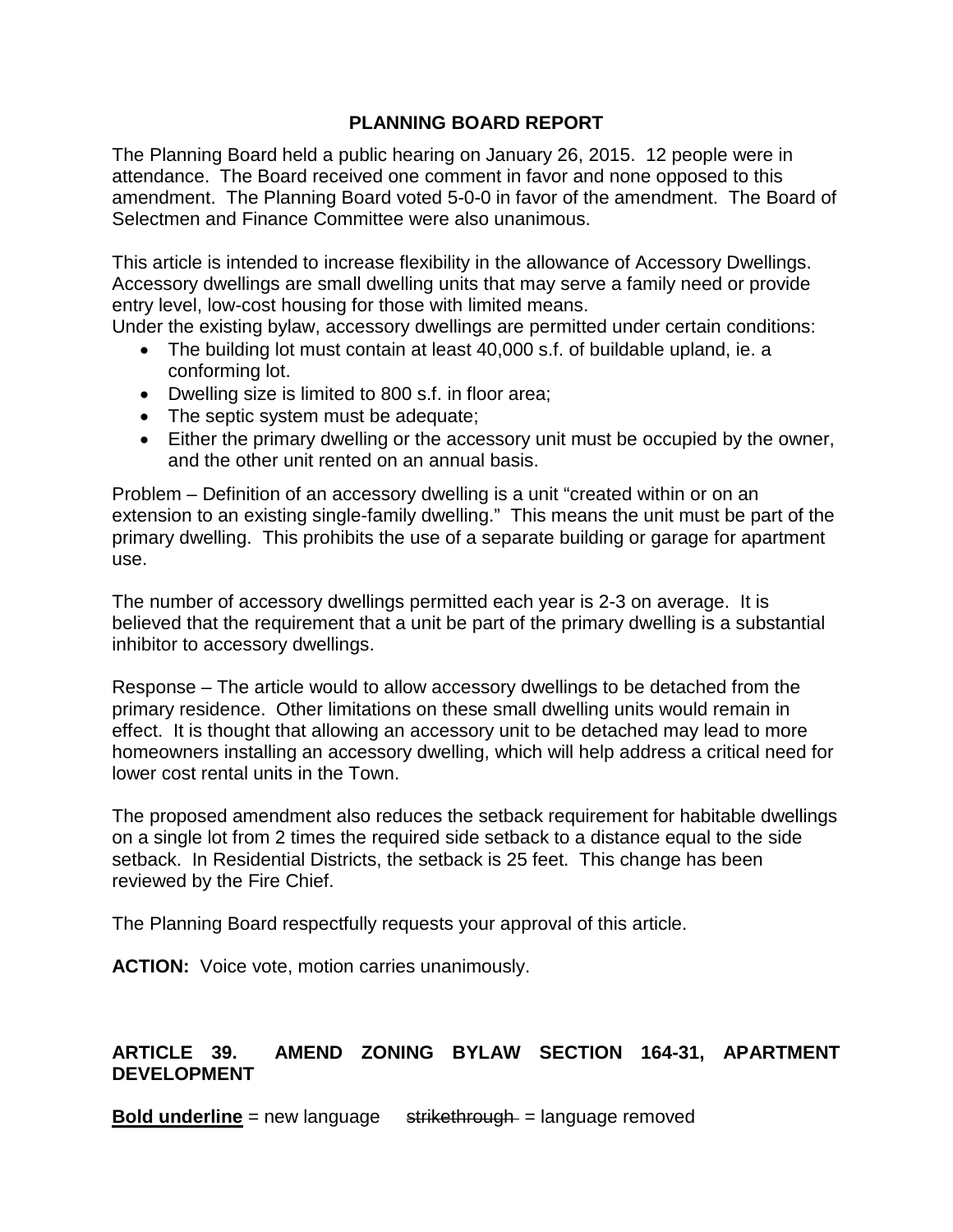## PLANNING BOARD REPORT

The Planning Board held a public hearing on January 26, 2015. 12 people were in attendance. The Board received one comment in favor and none opposed to this amendment. The Planning Board voted 5-0-0 in favor of the amendment. The Board of Selectmen and Finance Committee were also unanimous.

This article is intended to increase flexibility in the allowance of Accessory Dwellings. Accessory dwellings are small dwelling units that may serve a family need or provide entry level, low-cost housing for those with limited means.
Under the existing bylaw, accessory dwellings are permitted under certain conditions:

- The building lot must contain at least 40,000 s.f. of buildable upland, ie. a conforming lot.
- Dwelling size is limited to 800 s.f. in floor area;
- The septic system must be adequate;
- Either the primary dwelling or the accessory unit must be occupied by the owner, and the other unit rented on an annual basis.

Problem – Definition of an accessory dwelling is a unit "created within or on an extension to an existing single-family dwelling." This means the unit must be part of the primary dwelling. This prohibits the use of a separate building or garage for apartment use.

The number of accessory dwellings permitted each year is 2-3 on average. It is believed that the requirement that a unit be part of the primary dwelling is a substantial inhibitor to accessory dwellings.

Response – The article would to allow accessory dwellings to be detached from the primary residence. Other limitations on these small dwelling units would remain in effect. It is thought that allowing an accessory unit to be detached may lead to more homeowners installing an accessory dwelling, which will help address a critical need for lower cost rental units in the Town.

The proposed amendment also reduces the setback requirement for habitable dwellings on a single lot from 2 times the required side setback to a distance equal to the side setback. In Residential Districts, the setback is 25 feet. This change has been reviewed by the Fire Chief.

The Planning Board respectfully requests your approval of this article.

**ACTION:** Voice vote, motion carries unanimously.

### ARTICLE 39. AMEND ZONING BYLAW SECTION 164-31, APARTMENT DEVELOPMENT

<u>**Bold underline**</u> = new language ~~strikethrough~~ = language removed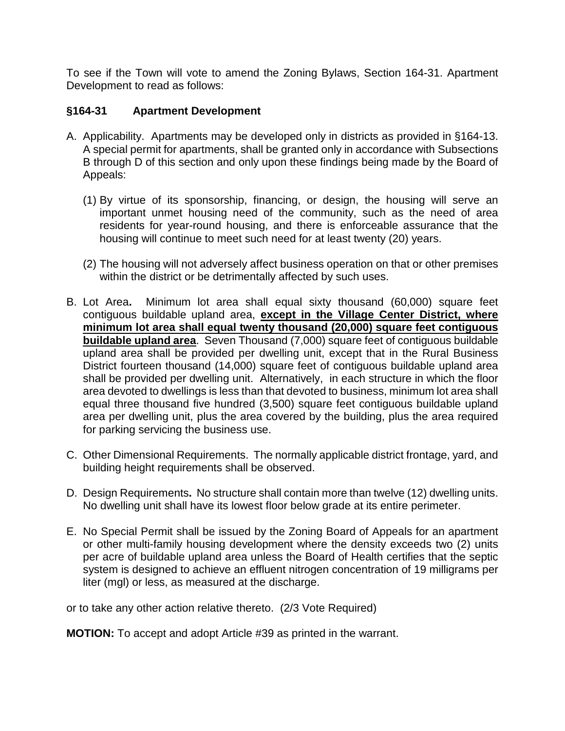To see if the Town will vote to amend the Zoning Bylaws, Section 164-31. Apartment Development to read as follows:

**§164-31 Apartment Development**

A. Applicability. Apartments may be developed only in districts as provided in §164-13. A special permit for apartments, shall be granted only in accordance with Subsections B through D of this section and only upon these findings being made by the Board of Appeals:

   (1) By virtue of its sponsorship, financing, or design, the housing will serve an important unmet housing need of the community, such as the need of area residents for year-round housing, and there is enforceable assurance that the housing will continue to meet such need for at least twenty (20) years.

   (2) The housing will not adversely affect business operation on that or other premises within the district or be detrimentally affected by such uses.

B. Lot Area**.** Minimum lot area shall equal sixty thousand (60,000) square feet contiguous buildable upland area, <u>**except in the Village Center District, where minimum lot area shall equal twenty thousand (20,000) square feet contiguous buildable upland area**</u>. Seven Thousand (7,000) square feet of contiguous buildable upland area shall be provided per dwelling unit, except that in the Rural Business District fourteen thousand (14,000) square feet of contiguous buildable upland area shall be provided per dwelling unit. Alternatively, in each structure in which the floor area devoted to dwellings is less than that devoted to business, minimum lot area shall equal three thousand five hundred (3,500) square feet contiguous buildable upland area per dwelling unit, plus the area covered by the building, plus the area required for parking servicing the business use.

C. Other Dimensional Requirements. The normally applicable district frontage, yard, and building height requirements shall be observed.

D. Design Requirements**.** No structure shall contain more than twelve (12) dwelling units. No dwelling unit shall have its lowest floor below grade at its entire perimeter.

E. No Special Permit shall be issued by the Zoning Board of Appeals for an apartment or other multi-family housing development where the density exceeds two (2) units per acre of buildable upland area unless the Board of Health certifies that the septic system is designed to achieve an effluent nitrogen concentration of 19 milligrams per liter (mgl) or less, as measured at the discharge.

or to take any other action relative thereto. (2/3 Vote Required)

**MOTION:** To accept and adopt Article #39 as printed in the warrant.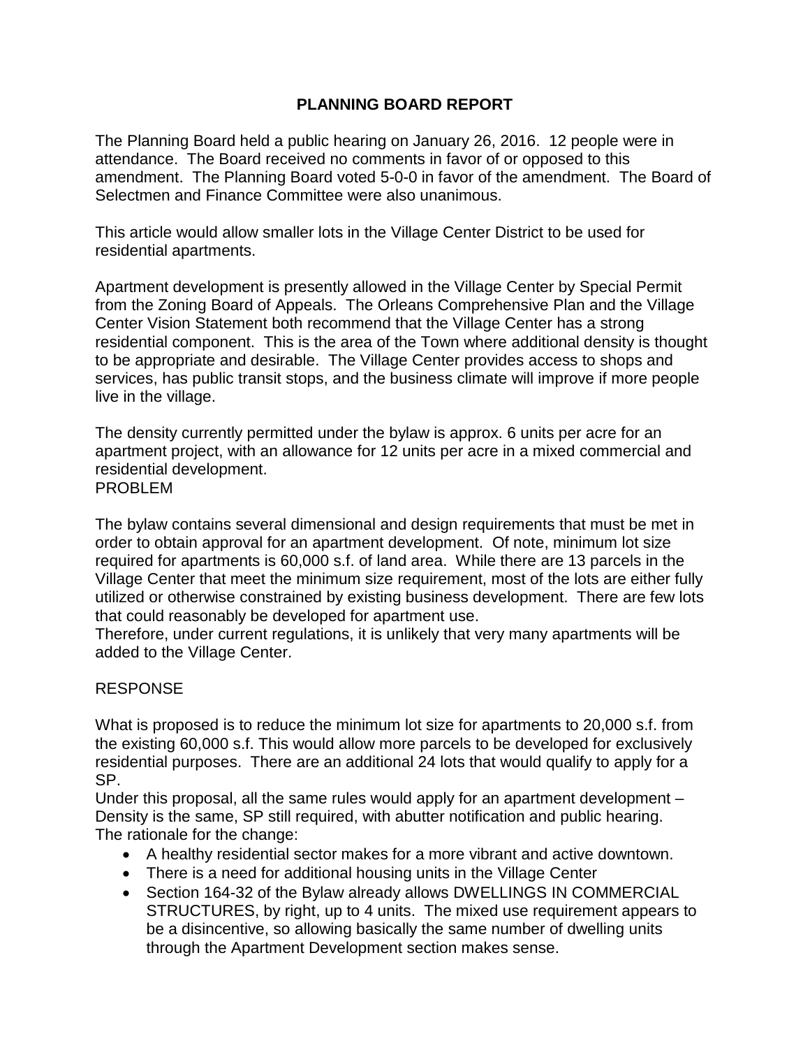# PLANNING BOARD REPORT

The Planning Board held a public hearing on January 26, 2016. 12 people were in attendance. The Board received no comments in favor of or opposed to this amendment. The Planning Board voted 5-0-0 in favor of the amendment. The Board of Selectmen and Finance Committee were also unanimous.

This article would allow smaller lots in the Village Center District to be used for residential apartments.

Apartment development is presently allowed in the Village Center by Special Permit from the Zoning Board of Appeals. The Orleans Comprehensive Plan and the Village Center Vision Statement both recommend that the Village Center has a strong residential component. This is the area of the Town where additional density is thought to be appropriate and desirable. The Village Center provides access to shops and services, has public transit stops, and the business climate will improve if more people live in the village.

The density currently permitted under the bylaw is approx. 6 units per acre for an apartment project, with an allowance for 12 units per acre in a mixed commercial and residential development.

PROBLEM

The bylaw contains several dimensional and design requirements that must be met in order to obtain approval for an apartment development. Of note, minimum lot size required for apartments is 60,000 s.f. of land area. While there are 13 parcels in the Village Center that meet the minimum size requirement, most of the lots are either fully utilized or otherwise constrained by existing business development. There are few lots that could reasonably be developed for apartment use.

Therefore, under current regulations, it is unlikely that very many apartments will be added to the Village Center.

RESPONSE

What is proposed is to reduce the minimum lot size for apartments to 20,000 s.f. from the existing 60,000 s.f. This would allow more parcels to be developed for exclusively residential purposes. There are an additional 24 lots that would qualify to apply for a SP.

Under this proposal, all the same rules would apply for an apartment development – Density is the same, SP still required, with abutter notification and public hearing.

The rationale for the change:

- A healthy residential sector makes for a more vibrant and active downtown.
- There is a need for additional housing units in the Village Center
- Section 164-32 of the Bylaw already allows DWELLINGS IN COMMERCIAL STRUCTURES, by right, up to 4 units. The mixed use requirement appears to be a disincentive, so allowing basically the same number of dwelling units through the Apartment Development section makes sense.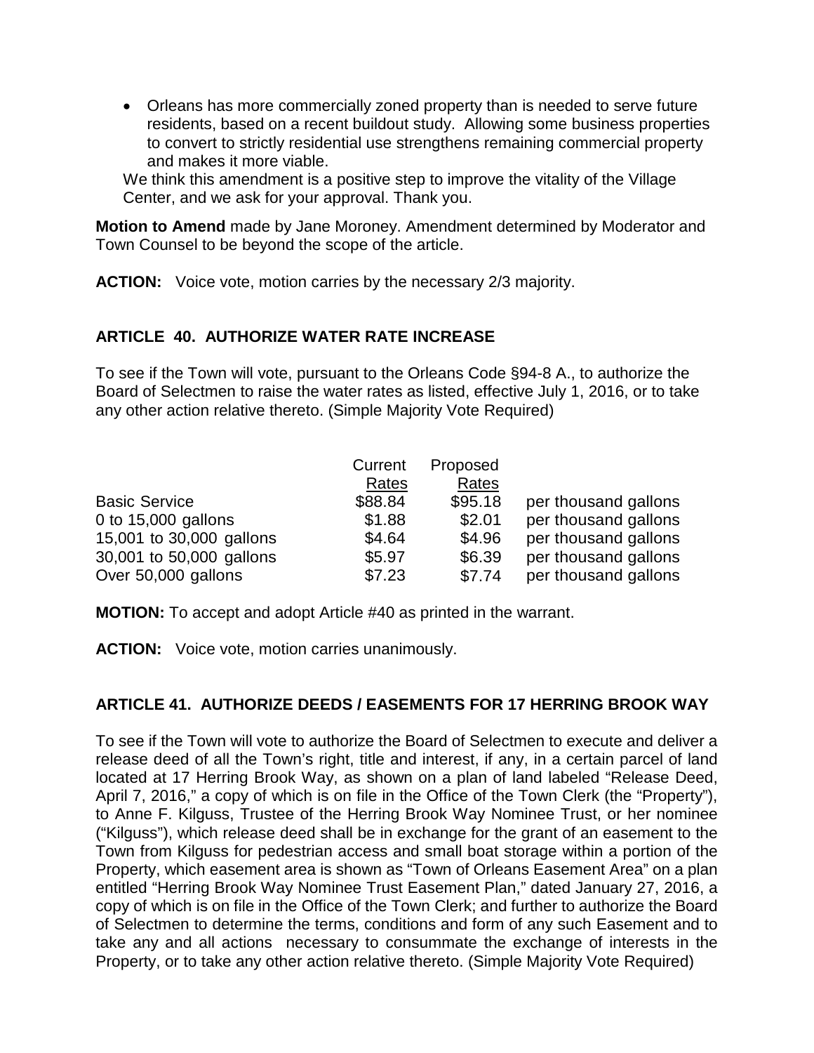- Orleans has more commercially zoned property than is needed to serve future residents, based on a recent buildout study. Allowing some business properties to convert to strictly residential use strengthens remaining commercial property and makes it more viable.

We think this amendment is a positive step to improve the vitality of the Village Center, and we ask for your approval. Thank you.

**Motion to Amend** made by Jane Moroney. Amendment determined by Moderator and Town Counsel to be beyond the scope of the article.

**ACTION:** Voice vote, motion carries by the necessary 2/3 majority.

## ARTICLE 40. AUTHORIZE WATER RATE INCREASE

To see if the Town will vote, pursuant to the Orleans Code §94-8 A., to authorize the Board of Selectmen to raise the water rates as listed, effective July 1, 2016, or to take any other action relative thereto. (Simple Majority Vote Required)

| | Current Rates | Proposed Rates | |
|---|---|---|---|
| Basic Service | $88.84 | $95.18 | per thousand gallons |
| 0 to 15,000 gallons | $1.88 | $2.01 | per thousand gallons |
| 15,001 to 30,000 gallons | $4.64 | $4.96 | per thousand gallons |
| 30,001 to 50,000 gallons | $5.97 | $6.39 | per thousand gallons |
| Over 50,000 gallons | $7.23 | $7.74 | per thousand gallons |

**MOTION:** To accept and adopt Article #40 as printed in the warrant.

**ACTION:** Voice vote, motion carries unanimously.

## ARTICLE 41. AUTHORIZE DEEDS / EASEMENTS FOR 17 HERRING BROOK WAY

To see if the Town will vote to authorize the Board of Selectmen to execute and deliver a release deed of all the Town's right, title and interest, if any, in a certain parcel of land located at 17 Herring Brook Way, as shown on a plan of land labeled "Release Deed, April 7, 2016," a copy of which is on file in the Office of the Town Clerk (the "Property"), to Anne F. Kilguss, Trustee of the Herring Brook Way Nominee Trust, or her nominee ("Kilguss"), which release deed shall be in exchange for the grant of an easement to the Town from Kilguss for pedestrian access and small boat storage within a portion of the Property, which easement area is shown as "Town of Orleans Easement Area" on a plan entitled "Herring Brook Way Nominee Trust Easement Plan," dated January 27, 2016, a copy of which is on file in the Office of the Town Clerk; and further to authorize the Board of Selectmen to determine the terms, conditions and form of any such Easement and to take any and all actions necessary to consummate the exchange of interests in the Property, or to take any other action relative thereto. (Simple Majority Vote Required)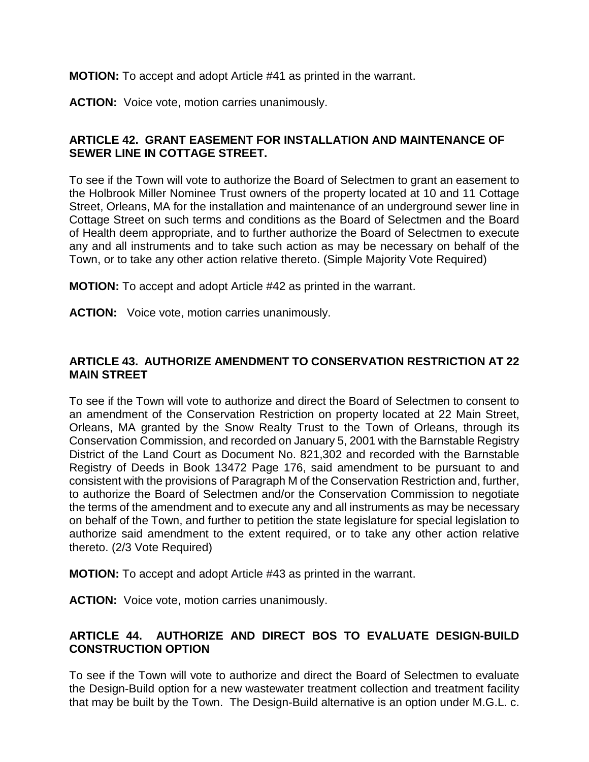**MOTION:** To accept and adopt Article #41 as printed in the warrant.

**ACTION:** Voice vote, motion carries unanimously.

### ARTICLE 42. GRANT EASEMENT FOR INSTALLATION AND MAINTENANCE OF SEWER LINE IN COTTAGE STREET.

To see if the Town will vote to authorize the Board of Selectmen to grant an easement to the Holbrook Miller Nominee Trust owners of the property located at 10 and 11 Cottage Street, Orleans, MA for the installation and maintenance of an underground sewer line in Cottage Street on such terms and conditions as the Board of Selectmen and the Board of Health deem appropriate, and to further authorize the Board of Selectmen to execute any and all instruments and to take such action as may be necessary on behalf of the Town, or to take any other action relative thereto. (Simple Majority Vote Required)

**MOTION:** To accept and adopt Article #42 as printed in the warrant.

**ACTION:** Voice vote, motion carries unanimously.

### ARTICLE 43. AUTHORIZE AMENDMENT TO CONSERVATION RESTRICTION AT 22 MAIN STREET

To see if the Town will vote to authorize and direct the Board of Selectmen to consent to an amendment of the Conservation Restriction on property located at 22 Main Street, Orleans, MA granted by the Snow Realty Trust to the Town of Orleans, through its Conservation Commission, and recorded on January 5, 2001 with the Barnstable Registry District of the Land Court as Document No. 821,302 and recorded with the Barnstable Registry of Deeds in Book 13472 Page 176, said amendment to be pursuant to and consistent with the provisions of Paragraph M of the Conservation Restriction and, further, to authorize the Board of Selectmen and/or the Conservation Commission to negotiate the terms of the amendment and to execute any and all instruments as may be necessary on behalf of the Town, and further to petition the state legislature for special legislation to authorize said amendment to the extent required, or to take any other action relative thereto. (2/3 Vote Required)

**MOTION:** To accept and adopt Article #43 as printed in the warrant.

**ACTION:** Voice vote, motion carries unanimously.

### ARTICLE 44. AUTHORIZE AND DIRECT BOS TO EVALUATE DESIGN-BUILD CONSTRUCTION OPTION

To see if the Town will vote to authorize and direct the Board of Selectmen to evaluate the Design-Build option for a new wastewater treatment collection and treatment facility that may be built by the Town. The Design-Build alternative is an option under M.G.L. c.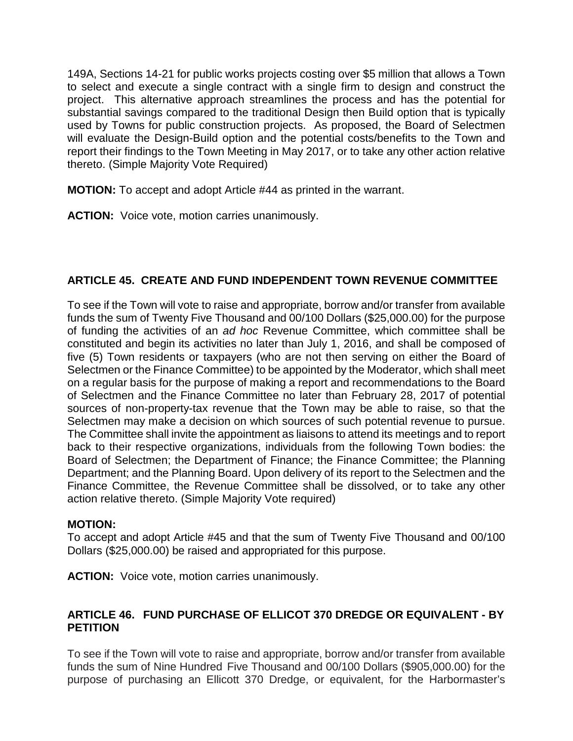149A, Sections 14-21 for public works projects costing over $5 million that allows a Town to select and execute a single contract with a single firm to design and construct the project. This alternative approach streamlines the process and has the potential for substantial savings compared to the traditional Design then Build option that is typically used by Towns for public construction projects. As proposed, the Board of Selectmen will evaluate the Design-Build option and the potential costs/benefits to the Town and report their findings to the Town Meeting in May 2017, or to take any other action relative thereto. (Simple Majority Vote Required)

**MOTION:** To accept and adopt Article #44 as printed in the warrant.

**ACTION:** Voice vote, motion carries unanimously.

### ARTICLE 45. CREATE AND FUND INDEPENDENT TOWN REVENUE COMMITTEE

To see if the Town will vote to raise and appropriate, borrow and/or transfer from available funds the sum of Twenty Five Thousand and 00/100 Dollars ($25,000.00) for the purpose of funding the activities of an *ad hoc* Revenue Committee, which committee shall be constituted and begin its activities no later than July 1, 2016, and shall be composed of five (5) Town residents or taxpayers (who are not then serving on either the Board of Selectmen or the Finance Committee) to be appointed by the Moderator, which shall meet on a regular basis for the purpose of making a report and recommendations to the Board of Selectmen and the Finance Committee no later than February 28, 2017 of potential sources of non-property-tax revenue that the Town may be able to raise, so that the Selectmen may make a decision on which sources of such potential revenue to pursue. The Committee shall invite the appointment as liaisons to attend its meetings and to report back to their respective organizations, individuals from the following Town bodies: the Board of Selectmen; the Department of Finance; the Finance Committee; the Planning Department; and the Planning Board. Upon delivery of its report to the Selectmen and the Finance Committee, the Revenue Committee shall be dissolved, or to take any other action relative thereto. (Simple Majority Vote required)

**MOTION:**
To accept and adopt Article #45 and that the sum of Twenty Five Thousand and 00/100 Dollars ($25,000.00) be raised and appropriated for this purpose.

**ACTION:** Voice vote, motion carries unanimously.

### ARTICLE 46. FUND PURCHASE OF ELLICOT 370 DREDGE OR EQUIVALENT - BY PETITION

To see if the Town will vote to raise and appropriate, borrow and/or transfer from available funds the sum of Nine Hundred Five Thousand and 00/100 Dollars ($905,000.00) for the purpose of purchasing an Ellicott 370 Dredge, or equivalent, for the Harbormaster's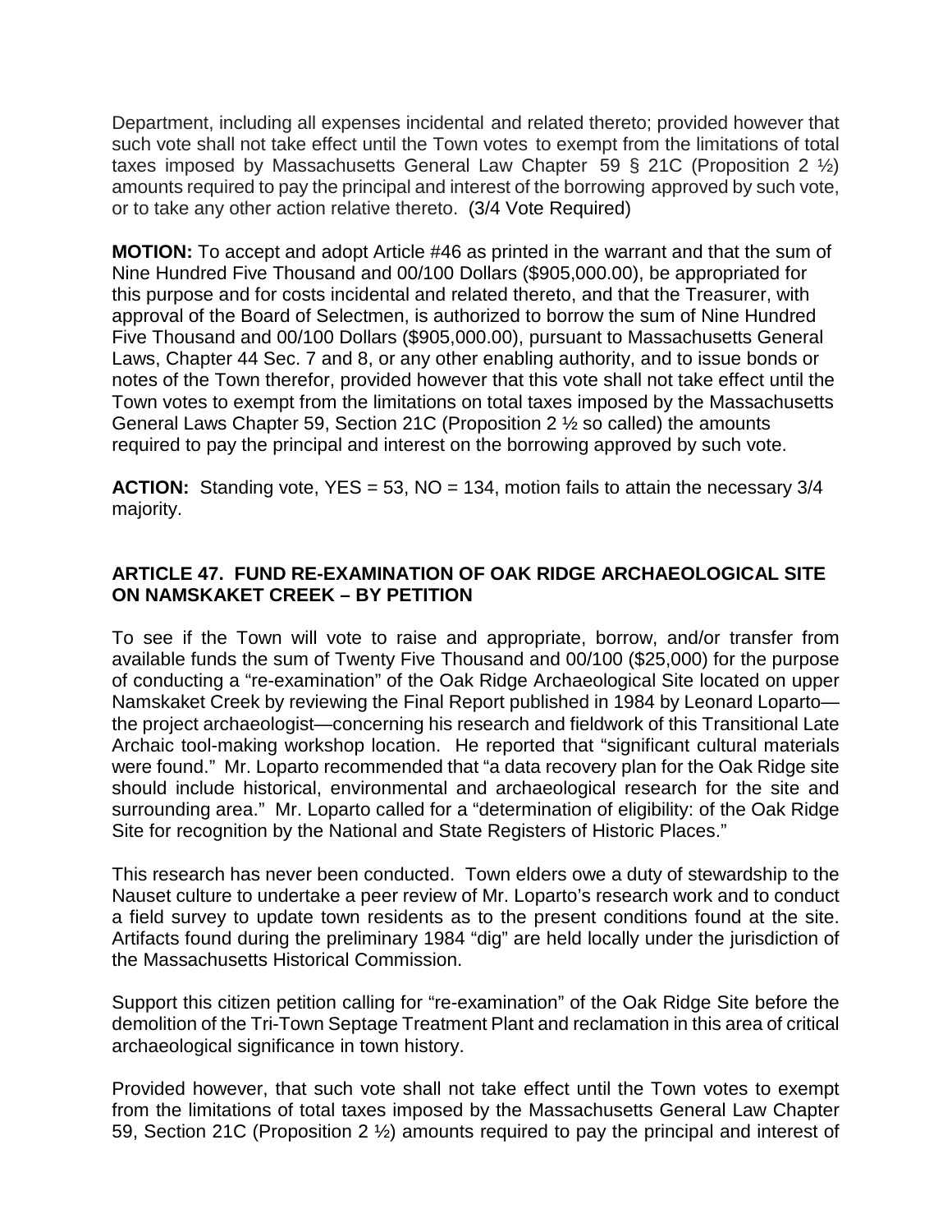Department, including all expenses incidental and related thereto; provided however that such vote shall not take effect until the Town votes to exempt from the limitations of total taxes imposed by Massachusetts General Law Chapter 59 § 21C (Proposition 2 ½) amounts required to pay the principal and interest of the borrowing approved by such vote, or to take any other action relative thereto. (3/4 Vote Required)

**MOTION:** To accept and adopt Article #46 as printed in the warrant and that the sum of Nine Hundred Five Thousand and 00/100 Dollars ($905,000.00), be appropriated for this purpose and for costs incidental and related thereto, and that the Treasurer, with approval of the Board of Selectmen, is authorized to borrow the sum of Nine Hundred Five Thousand and 00/100 Dollars ($905,000.00), pursuant to Massachusetts General Laws, Chapter 44 Sec. 7 and 8, or any other enabling authority, and to issue bonds or notes of the Town therefor, provided however that this vote shall not take effect until the Town votes to exempt from the limitations on total taxes imposed by the Massachusetts General Laws Chapter 59, Section 21C (Proposition 2 ½ so called) the amounts required to pay the principal and interest on the borrowing approved by such vote.

**ACTION:** Standing vote, YES = 53, NO = 134, motion fails to attain the necessary 3/4 majority.

## ARTICLE 47. FUND RE-EXAMINATION OF OAK RIDGE ARCHAEOLOGICAL SITE ON NAMSKAKET CREEK – BY PETITION

To see if the Town will vote to raise and appropriate, borrow, and/or transfer from available funds the sum of Twenty Five Thousand and 00/100 ($25,000) for the purpose of conducting a "re-examination" of the Oak Ridge Archaeological Site located on upper Namskaket Creek by reviewing the Final Report published in 1984 by Leonard Loparto—the project archaeologist—concerning his research and fieldwork of this Transitional Late Archaic tool-making workshop location. He reported that "significant cultural materials were found." Mr. Loparto recommended that "a data recovery plan for the Oak Ridge site should include historical, environmental and archaeological research for the site and surrounding area." Mr. Loparto called for a "determination of eligibility: of the Oak Ridge Site for recognition by the National and State Registers of Historic Places."

This research has never been conducted. Town elders owe a duty of stewardship to the Nauset culture to undertake a peer review of Mr. Loparto's research work and to conduct a field survey to update town residents as to the present conditions found at the site. Artifacts found during the preliminary 1984 "dig" are held locally under the jurisdiction of the Massachusetts Historical Commission.

Support this citizen petition calling for "re-examination" of the Oak Ridge Site before the demolition of the Tri-Town Septage Treatment Plant and reclamation in this area of critical archaeological significance in town history.

Provided however, that such vote shall not take effect until the Town votes to exempt from the limitations of total taxes imposed by the Massachusetts General Law Chapter 59, Section 21C (Proposition 2 ½) amounts required to pay the principal and interest of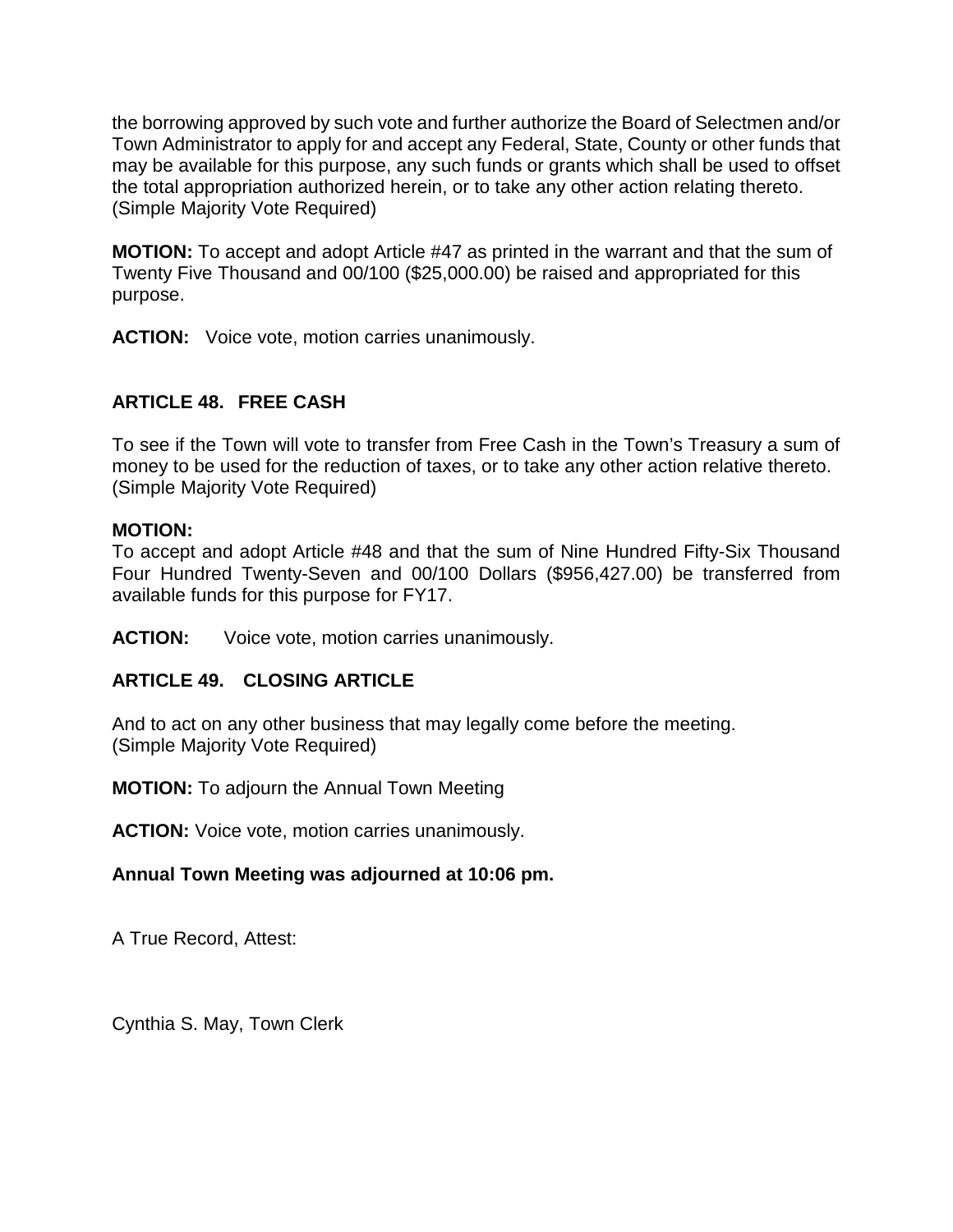the borrowing approved by such vote and further authorize the Board of Selectmen and/or Town Administrator to apply for and accept any Federal, State, County or other funds that may be available for this purpose, any such funds or grants which shall be used to offset the total appropriation authorized herein, or to take any other action relating thereto. (Simple Majority Vote Required)

**MOTION:** To accept and adopt Article #47 as printed in the warrant and that the sum of Twenty Five Thousand and 00/100 ($25,000.00) be raised and appropriated for this purpose.

**ACTION:** Voice vote, motion carries unanimously.

### ARTICLE 48. FREE CASH

To see if the Town will vote to transfer from Free Cash in the Town's Treasury a sum of money to be used for the reduction of taxes, or to take any other action relative thereto. (Simple Majority Vote Required)

**MOTION:**
To accept and adopt Article #48 and that the sum of Nine Hundred Fifty-Six Thousand Four Hundred Twenty-Seven and 00/100 Dollars ($956,427.00) be transferred from available funds for this purpose for FY17.

**ACTION:** Voice vote, motion carries unanimously.

### ARTICLE 49. CLOSING ARTICLE

And to act on any other business that may legally come before the meeting. (Simple Majority Vote Required)

**MOTION:** To adjourn the Annual Town Meeting

**ACTION:** Voice vote, motion carries unanimously.

**Annual Town Meeting was adjourned at 10:06 pm.**

A True Record, Attest:

Cynthia S. May, Town Clerk